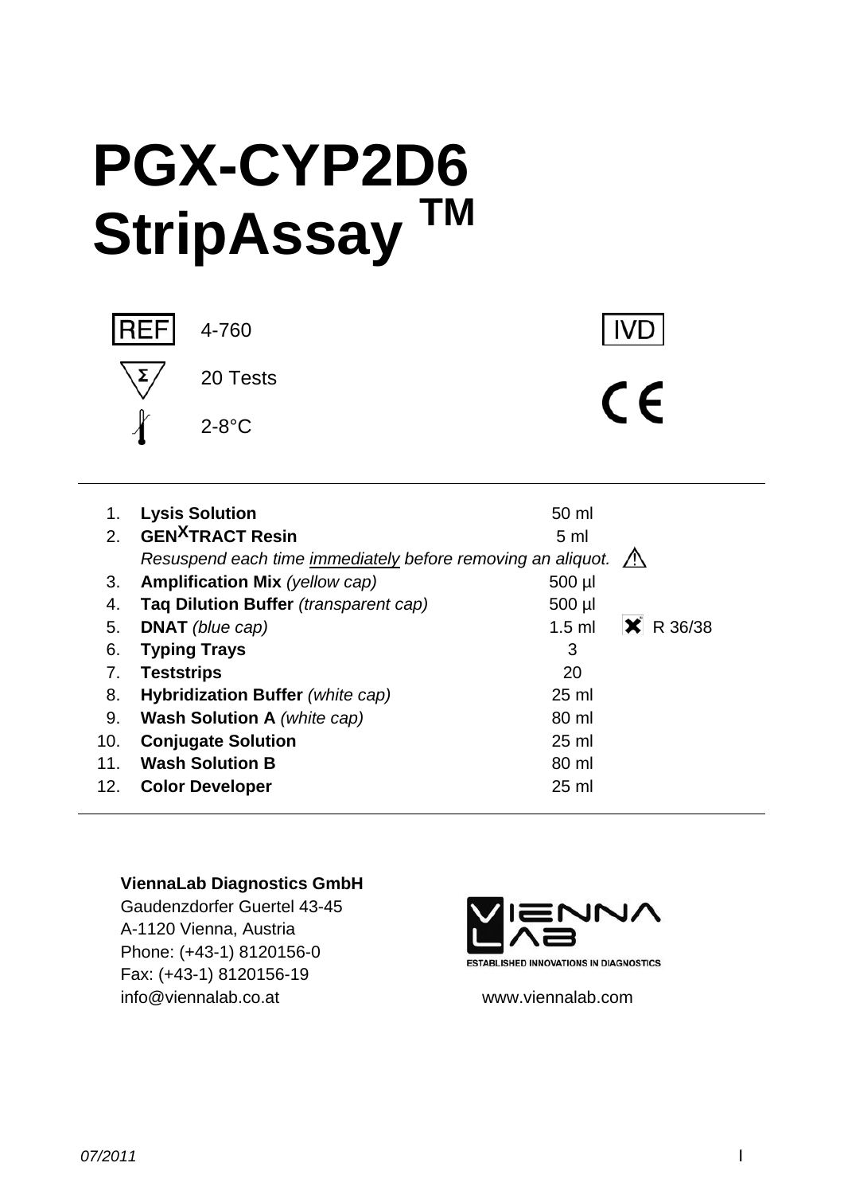# PGX-CYP2D6 StripAssay ™

REF 4-760

Σ 20 Tests

2-8°C

IVD

CE

| | | | |
|---|---|---|---|
| 1. | **Lysis Solution** | 50 ml | |
| 2. | **GEN**[X]**TRACT Resin** | 5 ml | |
| | *Resuspend each time* ***immediately*** *before removing an aliquot.* | | ⚠ |
| 3. | **Amplification Mix** *(yellow cap)* | 500 µl | |
| 4. | **Taq Dilution Buffer** *(transparent cap)* | 500 µl | |
| 5. | **DNAT** *(blue cap)* | 1.5 ml | ✖ R 36/38 |
| 6. | **Typing Trays** | 3 | |
| 7. | **Teststrips** | 20 | |
| 8. | **Hybridization Buffer** *(white cap)* | 25 ml | |
| 9. | **Wash Solution A** *(white cap)* | 80 ml | |
| 10. | **Conjugate Solution** | 25 ml | |
| 11. | **Wash Solution B** | 80 ml | |
| 12. | **Color Developer** | 25 ml | |

**ViennaLab Diagnostics GmbH**
Gaudenzdorfer Guertel 43-45
A-1120 Vienna, Austria
Phone: (+43-1) 8120156-0
Fax: (+43-1) 8120156-19
info@viennalab.co.at

VIENNA LAB
ESTABLISHED INNOVATIONS IN DIAGNOSTICS

www.viennalab.com

07/2011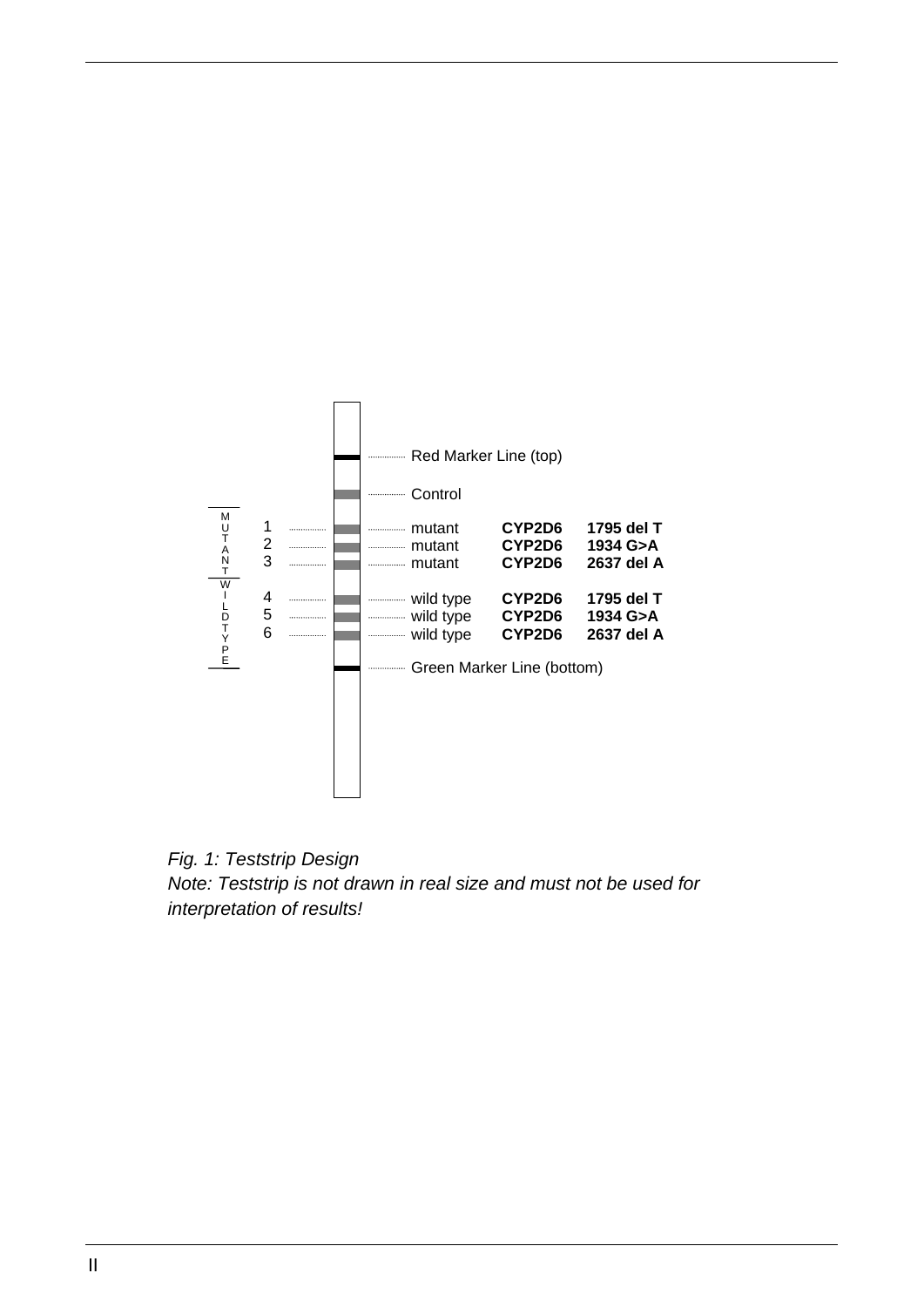| | Position | Line | Type | Gene | Mutation |
|---|---|---|---|---|---|
| | | Red Marker Line (top) | | | |
| | | Control | | | |
| MUTANT | 1 | | mutant | **CYP2D6** | **1795 del T** |
| | 2 | | mutant | **CYP2D6** | **1934 G>A** |
| | 3 | | mutant | **CYP2D6** | **2637 del A** |
| WILDTYPE | 4 | | wild type | **CYP2D6** | **1795 del T** |
| | 5 | | wild type | **CYP2D6** | **1934 G>A** |
| | 6 | | wild type | **CYP2D6** | **2637 del A** |
| | | Green Marker Line (bottom) | | | |

*Fig. 1: Teststrip Design*
*Note: Teststrip is not drawn in real size and must not be used for interpretation of results!*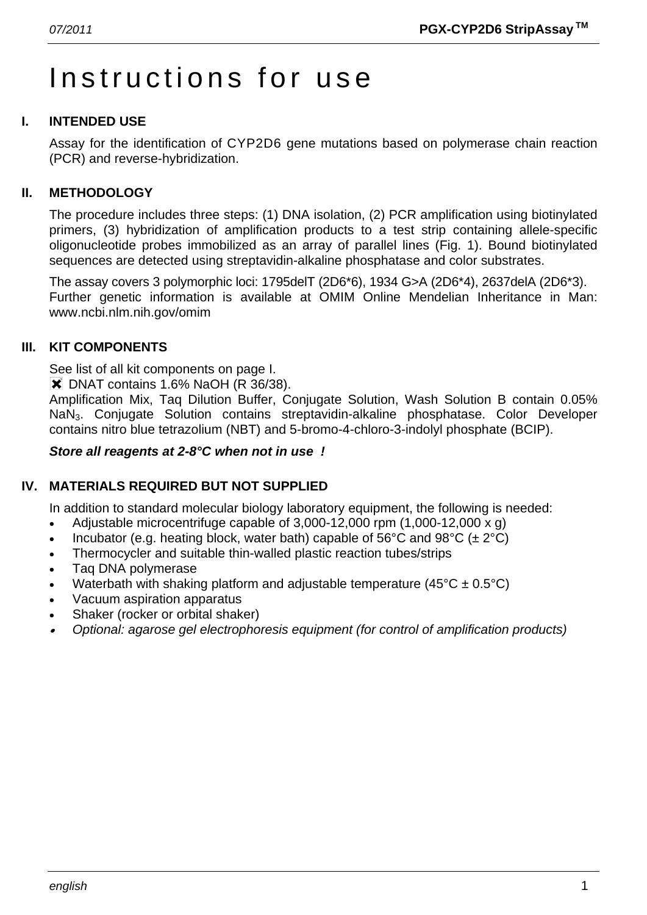# Instructions for use

## I. INTENDED USE

Assay for the identification of CYP2D6 gene mutations based on polymerase chain reaction (PCR) and reverse-hybridization.

## II. METHODOLOGY

The procedure includes three steps: (1) DNA isolation, (2) PCR amplification using biotinylated primers, (3) hybridization of amplification products to a test strip containing allele-specific oligonucleotide probes immobilized as an array of parallel lines (Fig. 1). Bound biotinylated sequences are detected using streptavidin-alkaline phosphatase and color substrates.

The assay covers 3 polymorphic loci: 1795delT (2D6*6), 1934 G>A (2D6*4), 2637delA (2D6*3).
Further genetic information is available at OMIM Online Mendelian Inheritance in Man: www.ncbi.nlm.nih.gov/omim

## III. KIT COMPONENTS

See list of all kit components on page I.
✖ DNAT contains 1.6% NaOH (R 36/38).
Amplification Mix, Taq Dilution Buffer, Conjugate Solution, Wash Solution B contain 0.05% $NaN_3$. Conjugate Solution contains streptavidin-alkaline phosphatase. Color Developer contains nitro blue tetrazolium (NBT) and 5-bromo-4-chloro-3-indolyl phosphate (BCIP).

***Store all reagents at 2-8°C when not in use !***

## IV. MATERIALS REQUIRED BUT NOT SUPPLIED

In addition to standard molecular biology laboratory equipment, the following is needed:

- Adjustable microcentrifuge capable of 3,000-12,000 rpm (1,000-12,000 x g)
- Incubator (e.g. heating block, water bath) capable of 56°C and 98°C (± 2°C)
- Thermocycler and suitable thin-walled plastic reaction tubes/strips
- Taq DNA polymerase
- Waterbath with shaking platform and adjustable temperature (45°C ± 0.5°C)
- Vacuum aspiration apparatus
- Shaker (rocker or orbital shaker)
- *Optional: agarose gel electrophoresis equipment (for control of amplification products)*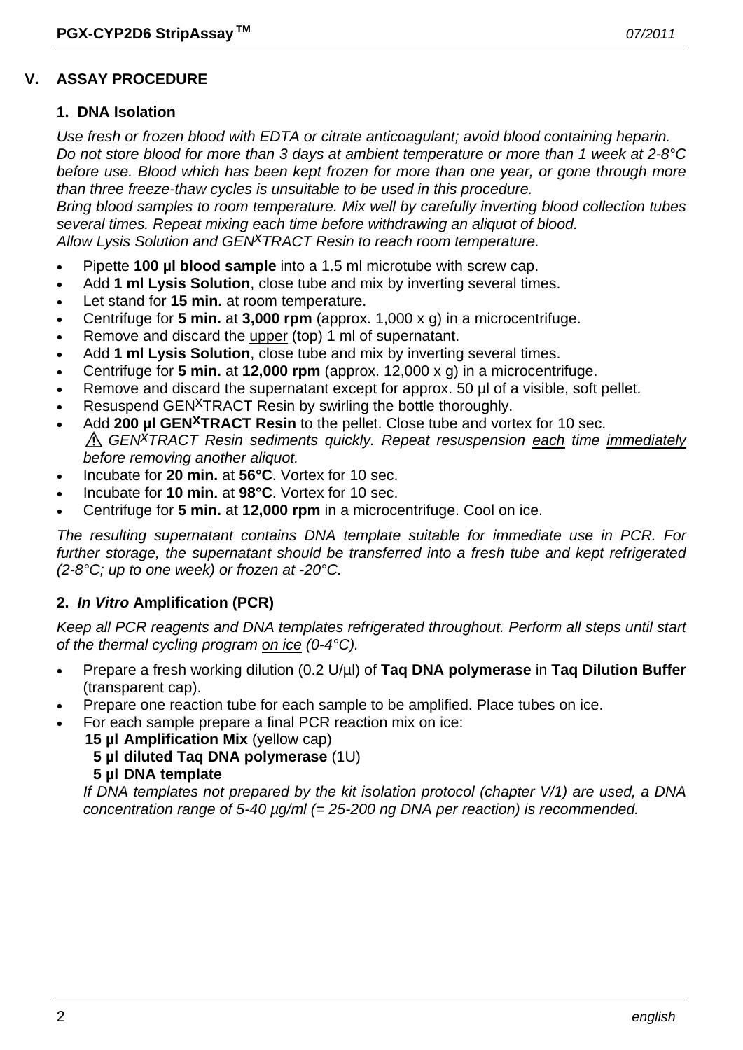## V. ASSAY PROCEDURE

### 1. DNA Isolation

*Use fresh or frozen blood with EDTA or citrate anticoagulant; avoid blood containing heparin. Do not store blood for more than 3 days at ambient temperature or more than 1 week at 2-8°C before use. Blood which has been kept frozen for more than one year, or gone through more than three freeze-thaw cycles is unsuitable to be used in this procedure.*
*Bring blood samples to room temperature. Mix well by carefully inverting blood collection tubes several times. Repeat mixing each time before withdrawing an aliquot of blood.*
*Allow Lysis Solution and GEN^X^TRACT Resin to reach room temperature.*

- Pipette **100 µl blood sample** into a 1.5 ml microtube with screw cap.
- Add **1 ml Lysis Solution**, close tube and mix by inverting several times.
- Let stand for **15 min.** at room temperature.
- Centrifuge for **5 min.** at **3,000 rpm** (approx. 1,000 x g) in a microcentrifuge.
- Remove and discard the <u>upper</u> (top) 1 ml of supernatant.
- Add **1 ml Lysis Solution**, close tube and mix by inverting several times.
- Centrifuge for **5 min.** at **12,000 rpm** (approx. 12,000 x g) in a microcentrifuge.
- Remove and discard the supernatant except for approx. 50 µl of a visible, soft pellet.
- Resuspend GEN^X^TRACT Resin by swirling the bottle thoroughly.
- Add **200 µl GEN^X^TRACT Resin** to the pellet. Close tube and vortex for 10 sec.
  ⚠ *GEN^X^TRACT Resin sediments quickly. Repeat resuspension <u>each</u> time <u>immediately</u> before removing another aliquot.*
- Incubate for **20 min.** at **56°C**. Vortex for 10 sec.
- Incubate for **10 min.** at **98°C**. Vortex for 10 sec.
- Centrifuge for **5 min.** at **12,000 rpm** in a microcentrifuge. Cool on ice.

*The resulting supernatant contains DNA template suitable for immediate use in PCR. For further storage, the supernatant should be transferred into a fresh tube and kept refrigerated (2-8°C; up to one week) or frozen at -20°C.*

### 2. *In Vitro* Amplification (PCR)

*Keep all PCR reagents and DNA templates refrigerated throughout. Perform all steps until start of the thermal cycling program <u>on ice</u> (0-4°C).*

- Prepare a fresh working dilution (0.2 U/µl) of **Taq DNA polymerase** in **Taq Dilution Buffer** (transparent cap).
- Prepare one reaction tube for each sample to be amplified. Place tubes on ice.
- For each sample prepare a final PCR reaction mix on ice:
  **15 µl Amplification Mix** (yellow cap)
  **5 µl diluted Taq DNA polymerase** (1U)
  **5 µl DNA template**
  *If DNA templates not prepared by the kit isolation protocol (chapter V/1) are used, a DNA concentration range of 5-40 µg/ml (= 25-200 ng DNA per reaction) is recommended.*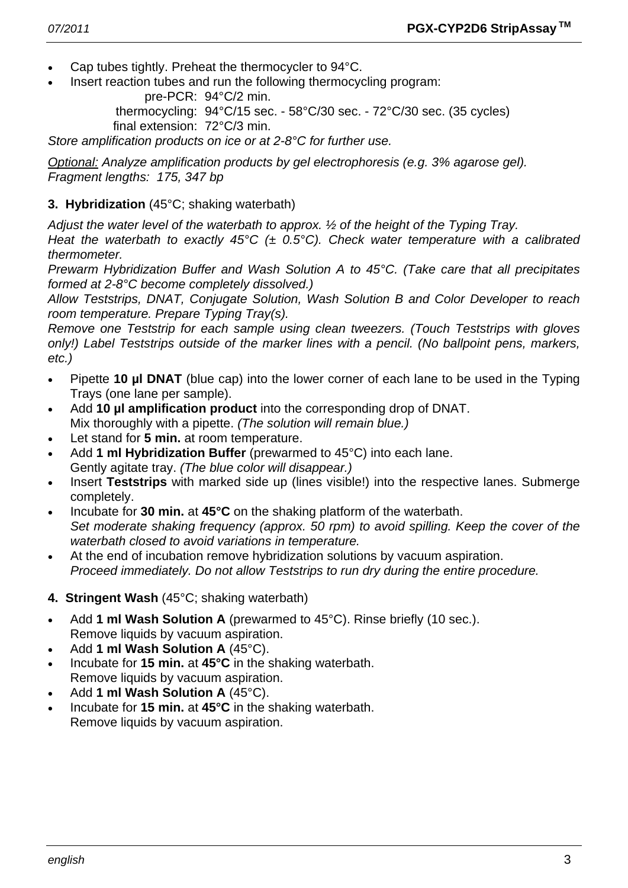- Cap tubes tightly. Preheat the thermocycler to 94°C.
- Insert reaction tubes and run the following thermocycling program:

  pre-PCR: 94°C/2 min.
  thermocycling: 94°C/15 sec. - 58°C/30 sec. - 72°C/30 sec. (35 cycles)
  final extension: 72°C/3 min.

*Store amplification products on ice or at 2-8°C for further use.*

*Optional: Analyze amplification products by gel electrophoresis (e.g. 3% agarose gel). Fragment lengths: 175, 347 bp*

**3. Hybridization** (45°C; shaking waterbath)

*Adjust the water level of the waterbath to approx. ½ of the height of the Typing Tray.*
*Heat the waterbath to exactly 45°C (± 0.5°C). Check water temperature with a calibrated thermometer.*
*Prewarm Hybridization Buffer and Wash Solution A to 45°C. (Take care that all precipitates formed at 2-8°C become completely dissolved.)*
*Allow Teststrips, DNAT, Conjugate Solution, Wash Solution B and Color Developer to reach room temperature. Prepare Typing Tray(s).*
*Remove one Teststrip for each sample using clean tweezers. (Touch Teststrips with gloves only!) Label Teststrips outside of the marker lines with a pencil. (No ballpoint pens, markers, etc.)*

- Pipette **10 µl DNAT** (blue cap) into the lower corner of each lane to be used in the Typing Trays (one lane per sample).
- Add **10 µl amplification product** into the corresponding drop of DNAT.
  Mix thoroughly with a pipette. *(The solution will remain blue.)*
- Let stand for **5 min.** at room temperature.
- Add **1 ml Hybridization Buffer** (prewarmed to 45°C) into each lane.
  Gently agitate tray. *(The blue color will disappear.)*
- Insert **Teststrips** with marked side up (lines visible!) into the respective lanes. Submerge completely.
- Incubate for **30 min.** at **45°C** on the shaking platform of the waterbath.
  *Set moderate shaking frequency (approx. 50 rpm) to avoid spilling. Keep the cover of the waterbath closed to avoid variations in temperature.*
- At the end of incubation remove hybridization solutions by vacuum aspiration.
  *Proceed immediately. Do not allow Teststrips to run dry during the entire procedure.*

**4. Stringent Wash** (45°C; shaking waterbath)

- Add **1 ml Wash Solution A** (prewarmed to 45°C). Rinse briefly (10 sec.).
  Remove liquids by vacuum aspiration.
- Add **1 ml Wash Solution A** (45°C).
- Incubate for **15 min.** at **45°C** in the shaking waterbath.
  Remove liquids by vacuum aspiration.
- Add **1 ml Wash Solution A** (45°C).
- Incubate for **15 min.** at **45°C** in the shaking waterbath.
  Remove liquids by vacuum aspiration.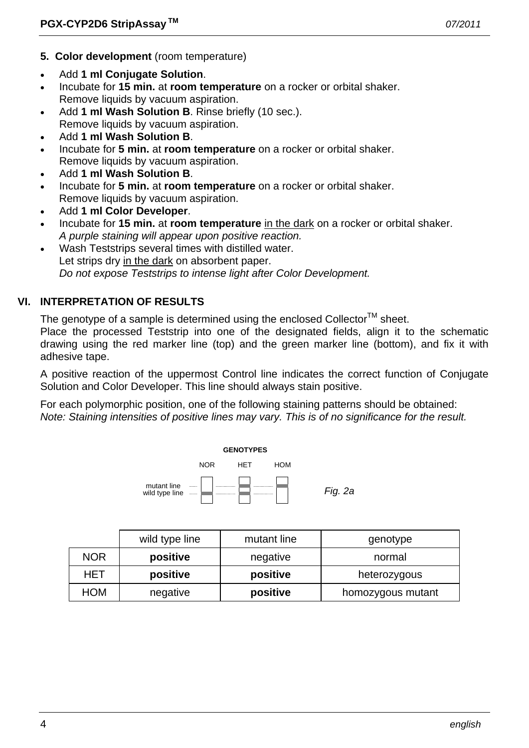**5. Color development** (room temperature)

- Add **1 ml Conjugate Solution**.
- Incubate for **15 min.** at **room temperature** on a rocker or orbital shaker.
  Remove liquids by vacuum aspiration.
- Add **1 ml Wash Solution B**. Rinse briefly (10 sec.).
  Remove liquids by vacuum aspiration.
- Add **1 ml Wash Solution B**.
- Incubate for **5 min.** at **room temperature** on a rocker or orbital shaker.
  Remove liquids by vacuum aspiration.
- Add **1 ml Wash Solution B**.
- Incubate for **5 min.** at **room temperature** on a rocker or orbital shaker.
  Remove liquids by vacuum aspiration.
- Add **1 ml Color Developer**.
- Incubate for **15 min.** at **room temperature** in the dark on a rocker or orbital shaker.
  *A purple staining will appear upon positive reaction.*
- Wash Teststrips several times with distilled water.
  Let strips dry in the dark on absorbent paper.
  *Do not expose Teststrips to intense light after Color Development.*

## VI. INTERPRETATION OF RESULTS

The genotype of a sample is determined using the enclosed Collector™ sheet.
Place the processed Teststrip into one of the designated fields, align it to the schematic drawing using the red marker line (top) and the green marker line (bottom), and fix it with adhesive tape.

A positive reaction of the uppermost Control line indicates the correct function of Conjugate Solution and Color Developer. This line should always stain positive.

For each polymorphic position, one of the following staining patterns should be obtained:
*Note: Staining intensities of positive lines may vary. This is of no significance for the result.*

**GENOTYPES**

| | NOR | HET | HOM |
|---|---|---|---|
| mutant line | | ▬ | ▬ |
| wild type line | ▬ | ▬ | |

*Fig. 2a*

| | wild type line | mutant line | genotype |
|---|---|---|---|
| NOR | **positive** | negative | normal |
| HET | **positive** | **positive** | heterozygous |
| HOM | negative | **positive** | homozygous mutant |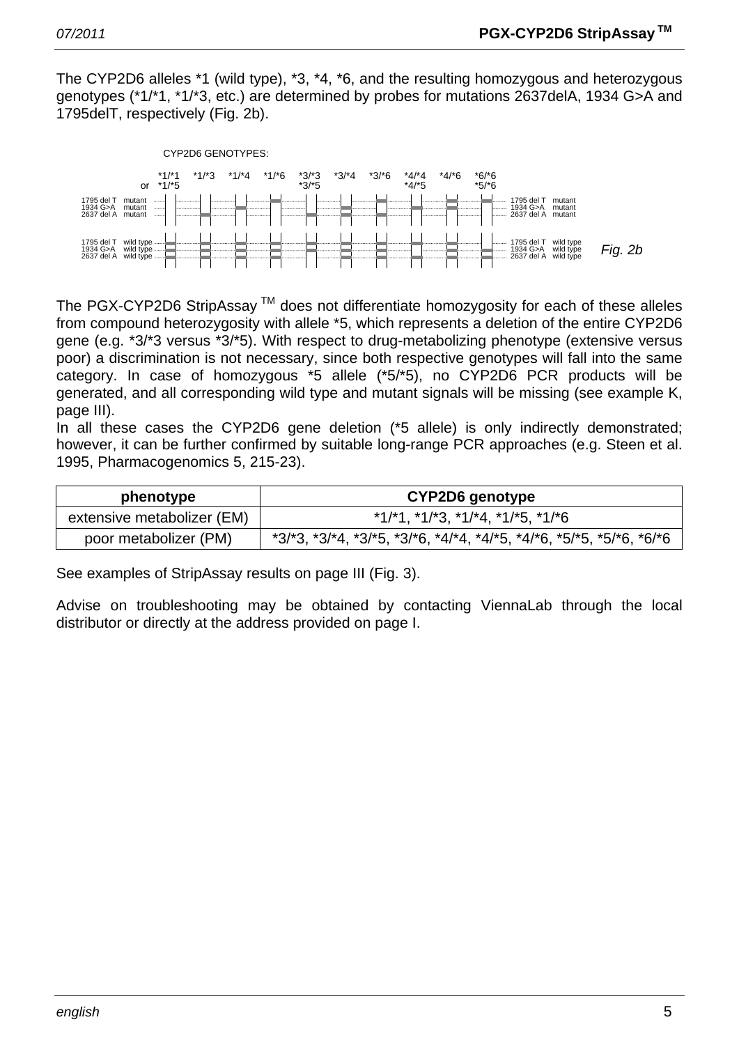The CYP2D6 alleles *1 (wild type), *3, *4, *6, and the resulting homozygous and heterozygous genotypes (*1/*1, *1/*3, etc.) are determined by probes for mutations 2637delA, 1934 G>A and 1795delT, respectively (Fig. 2b).

CYP2D6 GENOTYPES:

*1/*1 or *1/*5, *1/*3, *1/*4, *1/*6, *3/*3 *3/*5, *3/*4, *3/*6, *4/*4 *4/*5, *4/*6, *6/*6 *5/*6

1795 del T mutant, 1934 G>A mutant, 2637 del A mutant

1795 del T wild type, 1934 G>A wild type, 2637 del A wild type

*Fig. 2b*

The PGX-CYP2D6 StripAssay TM does not differentiate homozygosity for each of these alleles from compound heterozygosity with allele *5, which represents a deletion of the entire CYP2D6 gene (e.g. *3/*3 versus *3/*5). With respect to drug-metabolizing phenotype (extensive versus poor) a discrimination is not necessary, since both respective genotypes will fall into the same category. In case of homozygous *5 allele (*5/*5), no CYP2D6 PCR products will be generated, and all corresponding wild type and mutant signals will be missing (see example K, page III).

In all these cases the CYP2D6 gene deletion (*5 allele) is only indirectly demonstrated; however, it can be further confirmed by suitable long-range PCR approaches (e.g. Steen et al. 1995, Pharmacogenomics 5, 215-23).

| phenotype | CYP2D6 genotype |
|---|---|
| extensive metabolizer (EM) | *1/*1, *1/*3, *1/*4, *1/*5, *1/*6 |
| poor metabolizer (PM) | *3/*3, *3/*4, *3/*5, *3/*6, *4/*4, *4/*5, *4/*6, *5/*5, *5/*6, *6/*6 |

See examples of StripAssay results on page III (Fig. 3).

Advise on troubleshooting may be obtained by contacting ViennaLab through the local distributor or directly at the address provided on page I.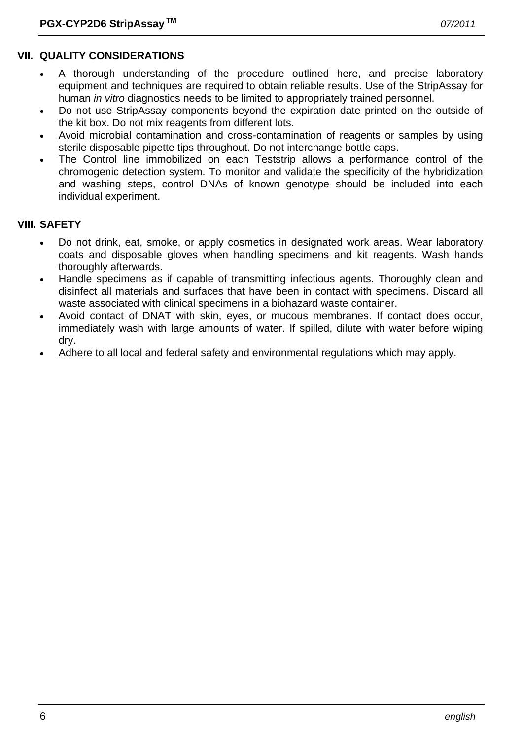## VII. QUALITY CONSIDERATIONS

- A thorough understanding of the procedure outlined here, and precise laboratory equipment and techniques are required to obtain reliable results. Use of the StripAssay for human *in vitro* diagnostics needs to be limited to appropriately trained personnel.
- Do not use StripAssay components beyond the expiration date printed on the outside of the kit box. Do not mix reagents from different lots.
- Avoid microbial contamination and cross-contamination of reagents or samples by using sterile disposable pipette tips throughout. Do not interchange bottle caps.
- The Control line immobilized on each Teststrip allows a performance control of the chromogenic detection system. To monitor and validate the specificity of the hybridization and washing steps, control DNAs of known genotype should be included into each individual experiment.

## VIII. SAFETY

- Do not drink, eat, smoke, or apply cosmetics in designated work areas. Wear laboratory coats and disposable gloves when handling specimens and kit reagents. Wash hands thoroughly afterwards.
- Handle specimens as if capable of transmitting infectious agents. Thoroughly clean and disinfect all materials and surfaces that have been in contact with specimens. Discard all waste associated with clinical specimens in a biohazard waste container.
- Avoid contact of DNAT with skin, eyes, or mucous membranes. If contact does occur, immediately wash with large amounts of water. If spilled, dilute with water before wiping dry.
- Adhere to all local and federal safety and environmental regulations which may apply.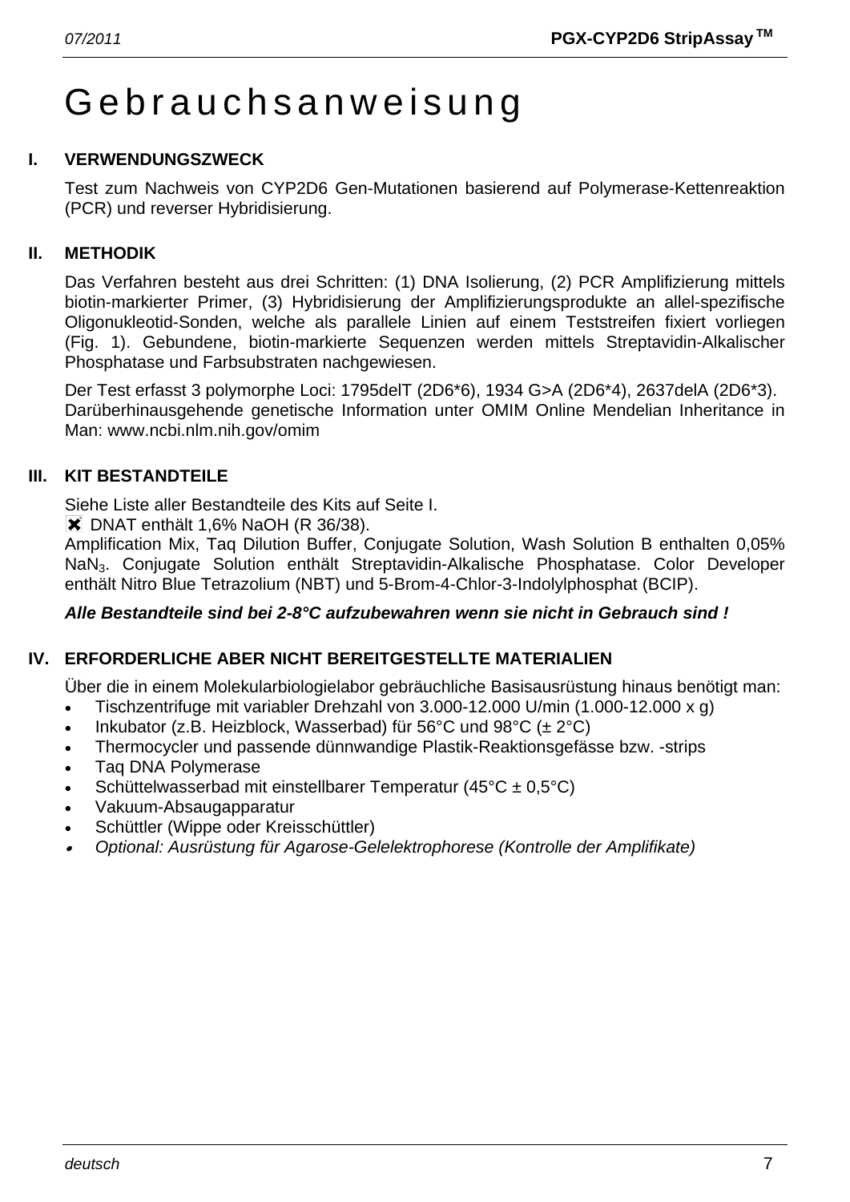# Gebrauchsanweisung

## I. VERWENDUNGSZWECK

Test zum Nachweis von CYP2D6 Gen-Mutationen basierend auf Polymerase-Kettenreaktion (PCR) und reverser Hybridisierung.

## II. METHODIK

Das Verfahren besteht aus drei Schritten: (1) DNA Isolierung, (2) PCR Amplifizierung mittels biotin-markierter Primer, (3) Hybridisierung der Amplifizierungsprodukte an allel-spezifische Oligonukleotid-Sonden, welche als parallele Linien auf einem Teststreifen fixiert vorliegen (Fig. 1). Gebundene, biotin-markierte Sequenzen werden mittels Streptavidin-Alkalischer Phosphatase und Farbsubstraten nachgewiesen.

Der Test erfasst 3 polymorphe Loci: 1795delT (2D6*6), 1934 G>A (2D6*4), 2637delA (2D6*3). Darüberhinausgehende genetische Information unter OMIM Online Mendelian Inheritance in Man: www.ncbi.nlm.nih.gov/omim

## III. KIT BESTANDTEILE

Siehe Liste aller Bestandteile des Kits auf Seite I.
✖ DNAT enthält 1,6% NaOH (R 36/38).
Amplification Mix, Taq Dilution Buffer, Conjugate Solution, Wash Solution B enthalten 0,05% $NaN_3$. Conjugate Solution enthält Streptavidin-Alkalische Phosphatase. Color Developer enthält Nitro Blue Tetrazolium (NBT) und 5-Brom-4-Chlor-3-Indolylphosphat (BCIP).

***Alle Bestandteile sind bei 2-8°C aufzubewahren wenn sie nicht in Gebrauch sind !***

## IV. ERFORDERLICHE ABER NICHT BEREITGESTELLTE MATERIALIEN

Über die in einem Molekularbiologielabor gebräuchliche Basisausrüstung hinaus benötigt man:

- Tischzentrifuge mit variabler Drehzahl von 3.000-12.000 U/min (1.000-12.000 x g)
- Inkubator (z.B. Heizblock, Wasserbad) für 56°C und 98°C (± 2°C)
- Thermocycler und passende dünnwandige Plastik-Reaktionsgefässe bzw. -strips
- Taq DNA Polymerase
- Schüttelwasserbad mit einstellbarer Temperatur (45°C ± 0,5°C)
- Vakuum-Absaugapparatur
- Schüttler (Wippe oder Kreisschüttler)
- *Optional: Ausrüstung für Agarose-Gelelektrophorese (Kontrolle der Amplifikate)*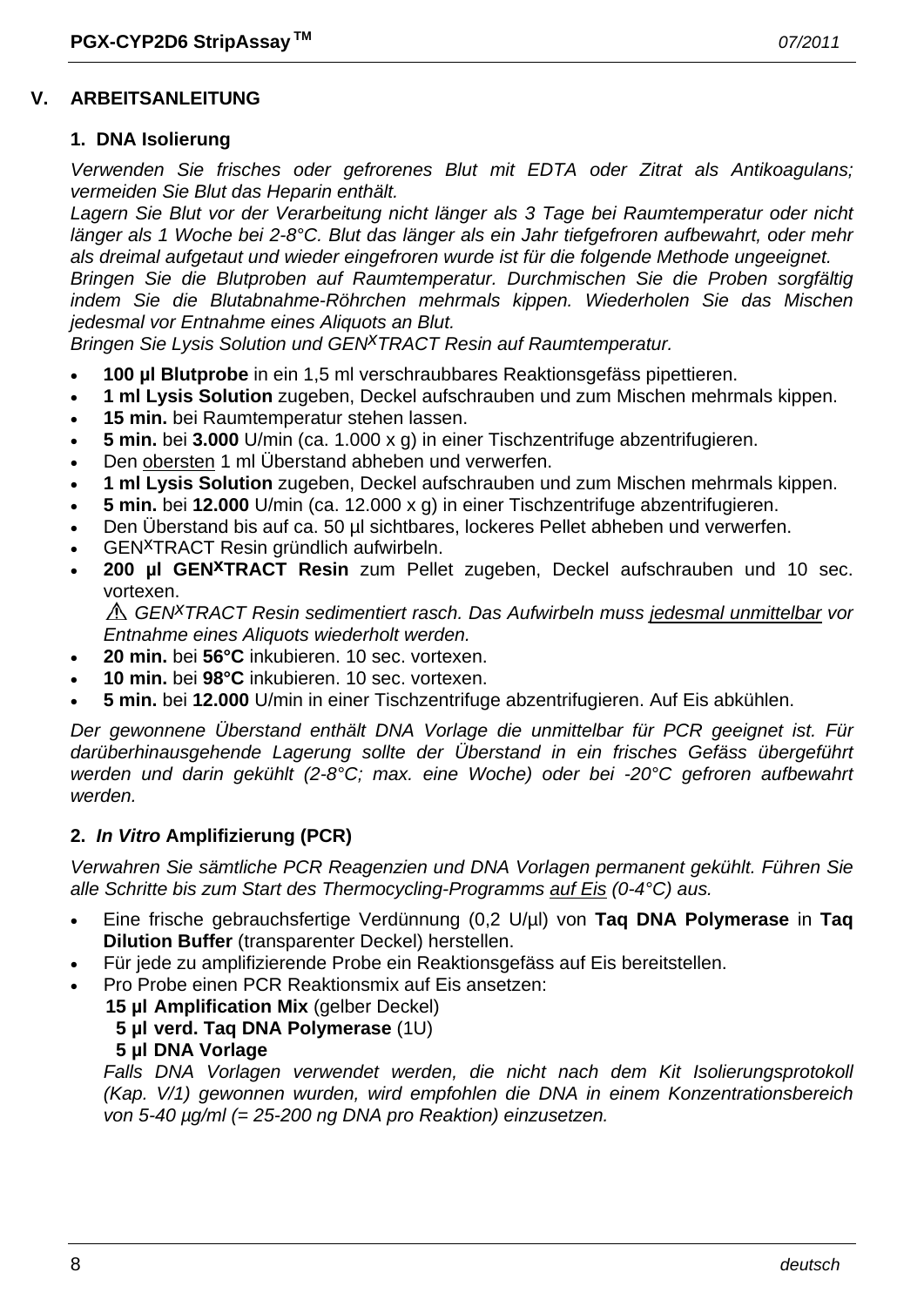## V. ARBEITSANLEITUNG

### 1. DNA Isolierung

*Verwenden Sie frisches oder gefrorenes Blut mit EDTA oder Zitrat als Antikoagulans; vermeiden Sie Blut das Heparin enthält.*
*Lagern Sie Blut vor der Verarbeitung nicht länger als 3 Tage bei Raumtemperatur oder nicht länger als 1 Woche bei 2-8°C. Blut das länger als ein Jahr tiefgefroren aufbewahrt, oder mehr als dreimal aufgetaut und wieder eingefroren wurde ist für die folgende Methode ungeeignet.*
*Bringen Sie die Blutproben auf Raumtemperatur. Durchmischen Sie die Proben sorgfältig indem Sie die Blutabnahme-Röhrchen mehrmals kippen. Wiederholen Sie das Mischen jedesmal vor Entnahme eines Aliquots an Blut.*
*Bringen Sie Lysis Solution und GEN$^{X}$TRACT Resin auf Raumtemperatur.*

- **100 µl Blutprobe** in ein 1,5 ml verschraubbares Reaktionsgefäss pipettieren.
- **1 ml Lysis Solution** zugeben, Deckel aufschrauben und zum Mischen mehrmals kippen.
- **15 min.** bei Raumtemperatur stehen lassen.
- **5 min.** bei **3.000** U/min (ca. 1.000 x g) in einer Tischzentrifuge abzentrifugieren.
- Den obersten 1 ml Überstand abheben und verwerfen.
- **1 ml Lysis Solution** zugeben, Deckel aufschrauben und zum Mischen mehrmals kippen.
- **5 min.** bei **12.000** U/min (ca. 12.000 x g) in einer Tischzentrifuge abzentrifugieren.
- Den Überstand bis auf ca. 50 µl sichtbares, lockeres Pellet abheben und verwerfen.
- GEN$^{X}$TRACT Resin gründlich aufwirbeln.
- **200 µl GEN$^{X}$TRACT Resin** zum Pellet zugeben, Deckel aufschrauben und 10 sec. vortexen.
  ⚠ *GEN$^{X}$TRACT Resin sedimentiert rasch. Das Aufwirbeln muss jedesmal unmittelbar vor Entnahme eines Aliquots wiederholt werden.*
- **20 min.** bei **56°C** inkubieren. 10 sec. vortexen.
- **10 min.** bei **98°C** inkubieren. 10 sec. vortexen.
- **5 min.** bei **12.000** U/min in einer Tischzentrifuge abzentrifugieren. Auf Eis abkühlen.

*Der gewonnene Überstand enthält DNA Vorlage die unmittelbar für PCR geeignet ist. Für darüberhinausgehende Lagerung sollte der Überstand in ein frisches Gefäss übergeführt werden und darin gekühlt (2-8°C; max. eine Woche) oder bei -20°C gefroren aufbewahrt werden.*

### 2. *In Vitro* Amplifizierung (PCR)

*Verwahren Sie sämtliche PCR Reagenzien und DNA Vorlagen permanent gekühlt. Führen Sie alle Schritte bis zum Start des Thermocycling-Programms auf Eis (0-4°C) aus.*

- Eine frische gebrauchsfertige Verdünnung (0,2 U/µl) von **Taq DNA Polymerase** in **Taq Dilution Buffer** (transparenter Deckel) herstellen.
- Für jede zu amplifizierende Probe ein Reaktionsgefäss auf Eis bereitstellen.
- Pro Probe einen PCR Reaktionsmix auf Eis ansetzen:
  **15 µl Amplification Mix** (gelber Deckel)
  **5 µl verd. Taq DNA Polymerase** (1U)
  **5 µl DNA Vorlage**
  *Falls DNA Vorlagen verwendet werden, die nicht nach dem Kit Isolierungsprotokoll (Kap. V/1) gewonnen wurden, wird empfohlen die DNA in einem Konzentrationsbereich von 5-40 µg/ml (= 25-200 ng DNA pro Reaktion) einzusetzen.*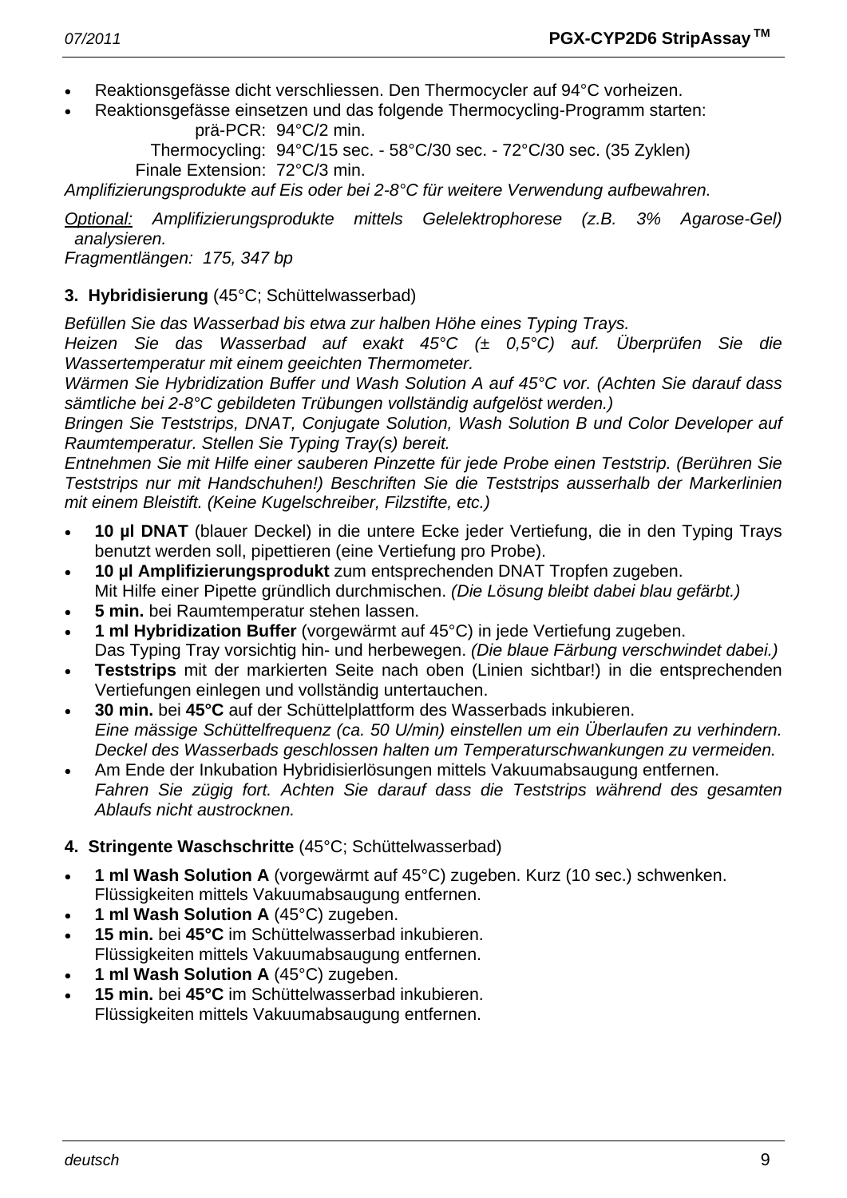- Reaktionsgefässe dicht verschliessen. Den Thermocycler auf 94°C vorheizen.
- Reaktionsgefässe einsetzen und das folgende Thermocycling-Programm starten:

  prä-PCR: 94°C/2 min.
  Thermocycling: 94°C/15 sec. - 58°C/30 sec. - 72°C/30 sec. (35 Zyklen)
  Finale Extension: 72°C/3 min.

*Amplifizierungsprodukte auf Eis oder bei 2-8°C für weitere Verwendung aufbewahren.*

*<u>Optional:</u> Amplifizierungsprodukte mittels Gelelektrophorese (z.B. 3% Agarose-Gel) analysieren.*
*Fragmentlängen: 175, 347 bp*

**3. Hybridisierung** (45°C; Schüttelwasserbad)

*Befüllen Sie das Wasserbad bis etwa zur halben Höhe eines Typing Trays.*
*Heizen Sie das Wasserbad auf exakt 45°C (± 0,5°C) auf. Überprüfen Sie die Wassertemperatur mit einem geeichten Thermometer.*
*Wärmen Sie Hybridization Buffer und Wash Solution A auf 45°C vor. (Achten Sie darauf dass sämtliche bei 2-8°C gebildeten Trübungen vollständig aufgelöst werden.)*
*Bringen Sie Teststrips, DNAT, Conjugate Solution, Wash Solution B und Color Developer auf Raumtemperatur. Stellen Sie Typing Tray(s) bereit.*
*Entnehmen Sie mit Hilfe einer sauberen Pinzette für jede Probe einen Teststrip. (Berühren Sie Teststrips nur mit Handschuhen!) Beschriften Sie die Teststrips ausserhalb der Markerlinien mit einem Bleistift. (Keine Kugelschreiber, Filzstifte, etc.)*

- **10 µl DNAT** (blauer Deckel) in die untere Ecke jeder Vertiefung, die in den Typing Trays benutzt werden soll, pipettieren (eine Vertiefung pro Probe).
- **10 µl Amplifizierungsprodukt** zum entsprechenden DNAT Tropfen zugeben.
  Mit Hilfe einer Pipette gründlich durchmischen. *(Die Lösung bleibt dabei blau gefärbt.)*
- **5 min.** bei Raumtemperatur stehen lassen.
- **1 ml Hybridization Buffer** (vorgewärmt auf 45°C) in jede Vertiefung zugeben.
  Das Typing Tray vorsichtig hin- und herbewegen. *(Die blaue Färbung verschwindet dabei.)*
- **Teststrips** mit der markierten Seite nach oben (Linien sichtbar!) in die entsprechenden Vertiefungen einlegen und vollständig untertauchen.
- **30 min.** bei **45°C** auf der Schüttelplattform des Wasserbads inkubieren.
  *Eine mässige Schüttelfrequenz (ca. 50 U/min) einstellen um ein Überlaufen zu verhindern. Deckel des Wasserbads geschlossen halten um Temperaturschwankungen zu vermeiden.*
- Am Ende der Inkubation Hybridisierlösungen mittels Vakuumabsaugung entfernen.
  *Fahren Sie zügig fort. Achten Sie darauf dass die Teststrips während des gesamten Ablaufs nicht austrocknen.*

**4. Stringente Waschschritte** (45°C; Schüttelwasserbad)

- **1 ml Wash Solution A** (vorgewärmt auf 45°C) zugeben. Kurz (10 sec.) schwenken.
  Flüssigkeiten mittels Vakuumabsaugung entfernen.
- **1 ml Wash Solution A** (45°C) zugeben.
- **15 min.** bei **45°C** im Schüttelwasserbad inkubieren.
  Flüssigkeiten mittels Vakuumabsaugung entfernen.
- **1 ml Wash Solution A** (45°C) zugeben.
- **15 min.** bei **45°C** im Schüttelwasserbad inkubieren.
  Flüssigkeiten mittels Vakuumabsaugung entfernen.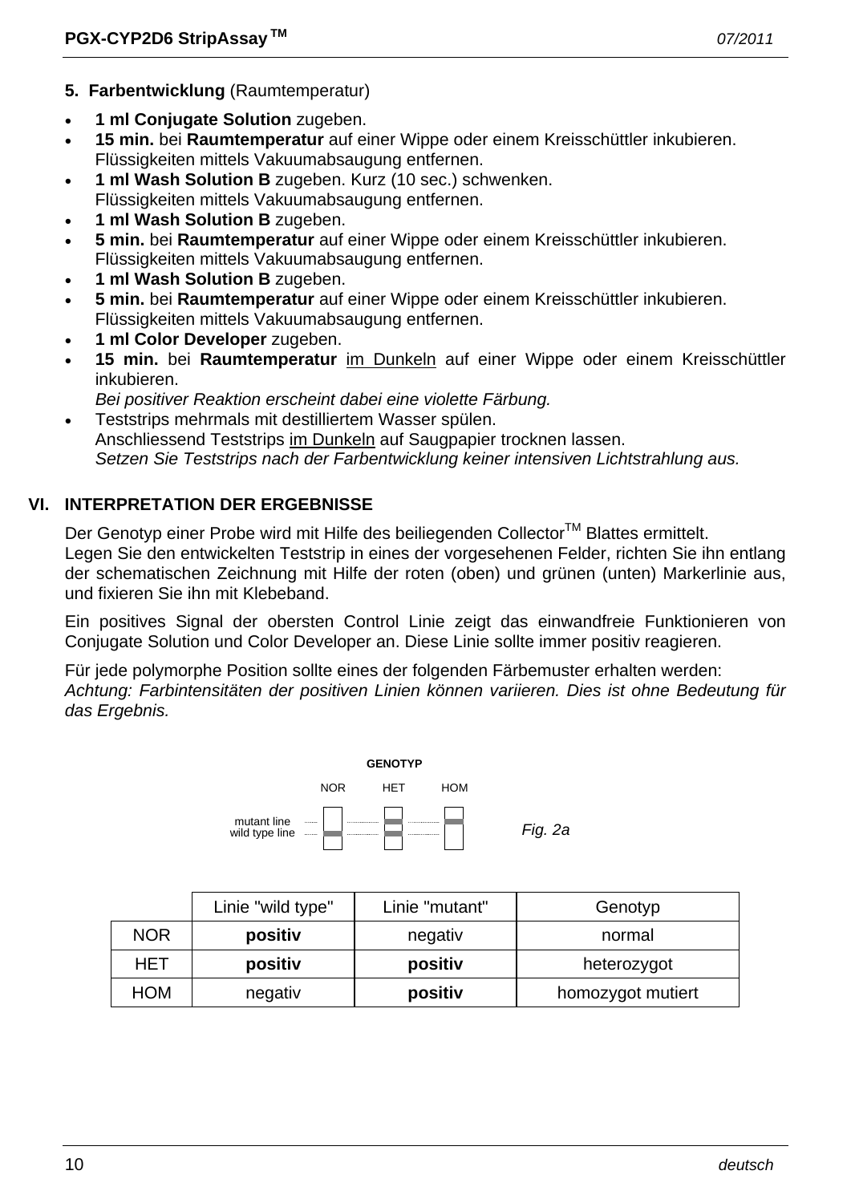**5. Farbentwicklung** (Raumtemperatur)

- **1 ml Conjugate Solution** zugeben.
- **15 min.** bei **Raumtemperatur** auf einer Wippe oder einem Kreisschüttler inkubieren. Flüssigkeiten mittels Vakuumabsaugung entfernen.
- **1 ml Wash Solution B** zugeben. Kurz (10 sec.) schwenken. Flüssigkeiten mittels Vakuumabsaugung entfernen.
- **1 ml Wash Solution B** zugeben.
- **5 min.** bei **Raumtemperatur** auf einer Wippe oder einem Kreisschüttler inkubieren. Flüssigkeiten mittels Vakuumabsaugung entfernen.
- **1 ml Wash Solution B** zugeben.
- **5 min.** bei **Raumtemperatur** auf einer Wippe oder einem Kreisschüttler inkubieren. Flüssigkeiten mittels Vakuumabsaugung entfernen.
- **1 ml Color Developer** zugeben.
- **15 min.** bei **Raumtemperatur** im Dunkeln auf einer Wippe oder einem Kreisschüttler inkubieren.
  *Bei positiver Reaktion erscheint dabei eine violette Färbung.*
- Teststrips mehrmals mit destilliertem Wasser spülen.
  Anschliessend Teststrips im Dunkeln auf Saugpapier trocknen lassen.
  *Setzen Sie Teststrips nach der Farbentwicklung keiner intensiven Lichtstrahlung aus.*

## VI. INTERPRETATION DER ERGEBNISSE

Der Genotyp einer Probe wird mit Hilfe des beiliegenden Collector™ Blattes ermittelt. Legen Sie den entwickelten Teststrip in eines der vorgesehenen Felder, richten Sie ihn entlang der schematischen Zeichnung mit Hilfe der roten (oben) und grünen (unten) Markerlinie aus, und fixieren Sie ihn mit Klebeband.

Ein positives Signal der obersten Control Linie zeigt das einwandfreie Funktionieren von Conjugate Solution und Color Developer an. Diese Linie sollte immer positiv reagieren.

Für jede polymorphe Position sollte eines der folgenden Färbemuster erhalten werden:
*Achtung: Farbintensitäten der positiven Linien können variieren. Dies ist ohne Bedeutung für das Ergebnis.*

GENOTYP

NOR HET HOM

mutant line
wild type line

*Fig. 2a*

| | Linie "wild type" | Linie "mutant" | Genotyp |
|---|---|---|---|
| NOR | **positiv** | negativ | normal |
| HET | **positiv** | **positiv** | heterozygot |
| HOM | negativ | **positiv** | homozygot mutiert |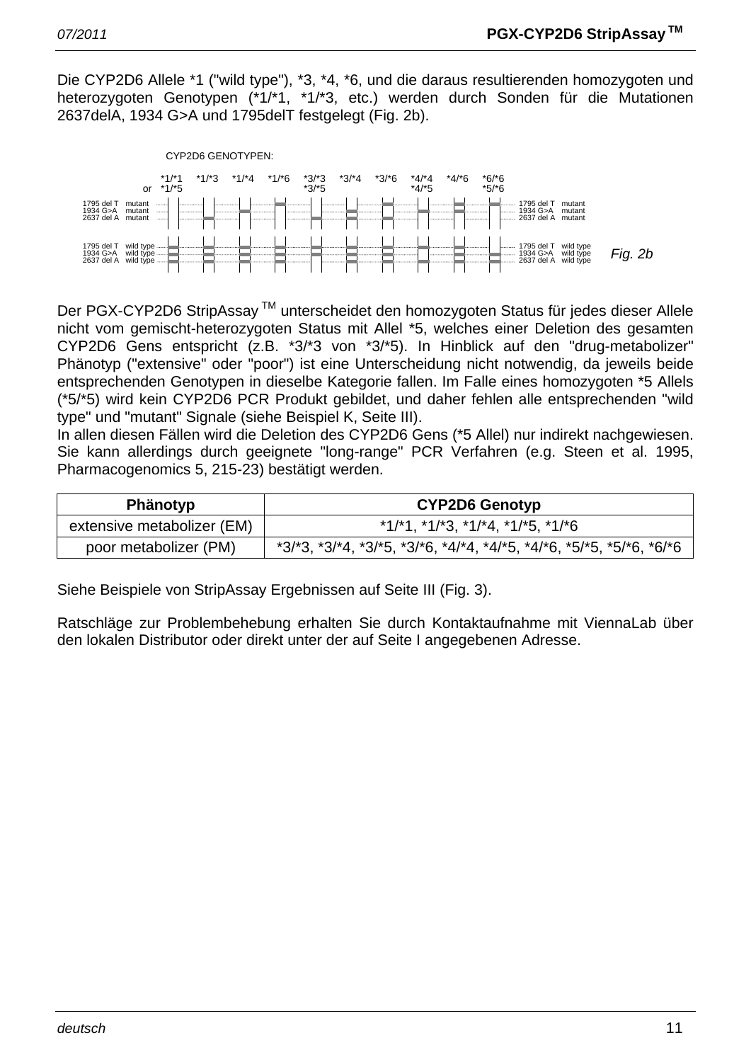Die CYP2D6 Allele *1 ("wild type"), *3, *4, *6, und die daraus resultierenden homozygoten und heterozygoten Genotypen (*1/*1, *1/*3, etc.) werden durch Sonden für die Mutationen 2637delA, 1934 G>A und 1795delT festgelegt (Fig. 2b).

CYP2D6 GENOTYPEN:

*1/*1 or *1/*5, *1/*3, *1/*4, *1/*6, *3/*3 *3/*5, *3/*4, *3/*6, *4/*4 *4/*5, *4/*6, *6/*6 *5/*6

1795 del T mutant
1934 G>A mutant
2637 del A mutant

1795 del T wild type
1934 G>A wild type
2637 del A wild type

Fig. 2b

Der PGX-CYP2D6 StripAssay™ unterscheidet den homozygoten Status für jedes dieser Allele nicht vom gemischt-heterozygoten Status mit Allel *5, welches einer Deletion des gesamten CYP2D6 Gens entspricht (z.B. *3/*3 von *3/*5). In Hinblick auf den "drug-metabolizer" Phänotyp ("extensive" oder "poor") ist eine Unterscheidung nicht notwendig, da jeweils beide entsprechenden Genotypen in dieselbe Kategorie fallen. Im Falle eines homozygoten *5 Allels (*5/*5) wird kein CYP2D6 PCR Produkt gebildet, und daher fehlen alle entsprechenden "wild type" und "mutant" Signale (siehe Beispiel K, Seite III).
In allen diesen Fällen wird die Deletion des CYP2D6 Gens (*5 Allel) nur indirekt nachgewiesen. Sie kann allerdings durch geeignete "long-range" PCR Verfahren (e.g. Steen et al. 1995, Pharmacogenomics 5, 215-23) bestätigt werden.

| Phänotyp | CYP2D6 Genotyp |
|---|---|
| extensive metabolizer (EM) | *1/*1, *1/*3, *1/*4, *1/*5, *1/*6 |
| poor metabolizer (PM) | *3/*3, *3/*4, *3/*5, *3/*6, *4/*4, *4/*5, *4/*6, *5/*5, *5/*6, *6/*6 |

Siehe Beispiele von StripAssay Ergebnissen auf Seite III (Fig. 3).

Ratschläge zur Problembehebung erhalten Sie durch Kontaktaufnahme mit ViennaLab über den lokalen Distributor oder direkt unter der auf Seite I angegebenen Adresse.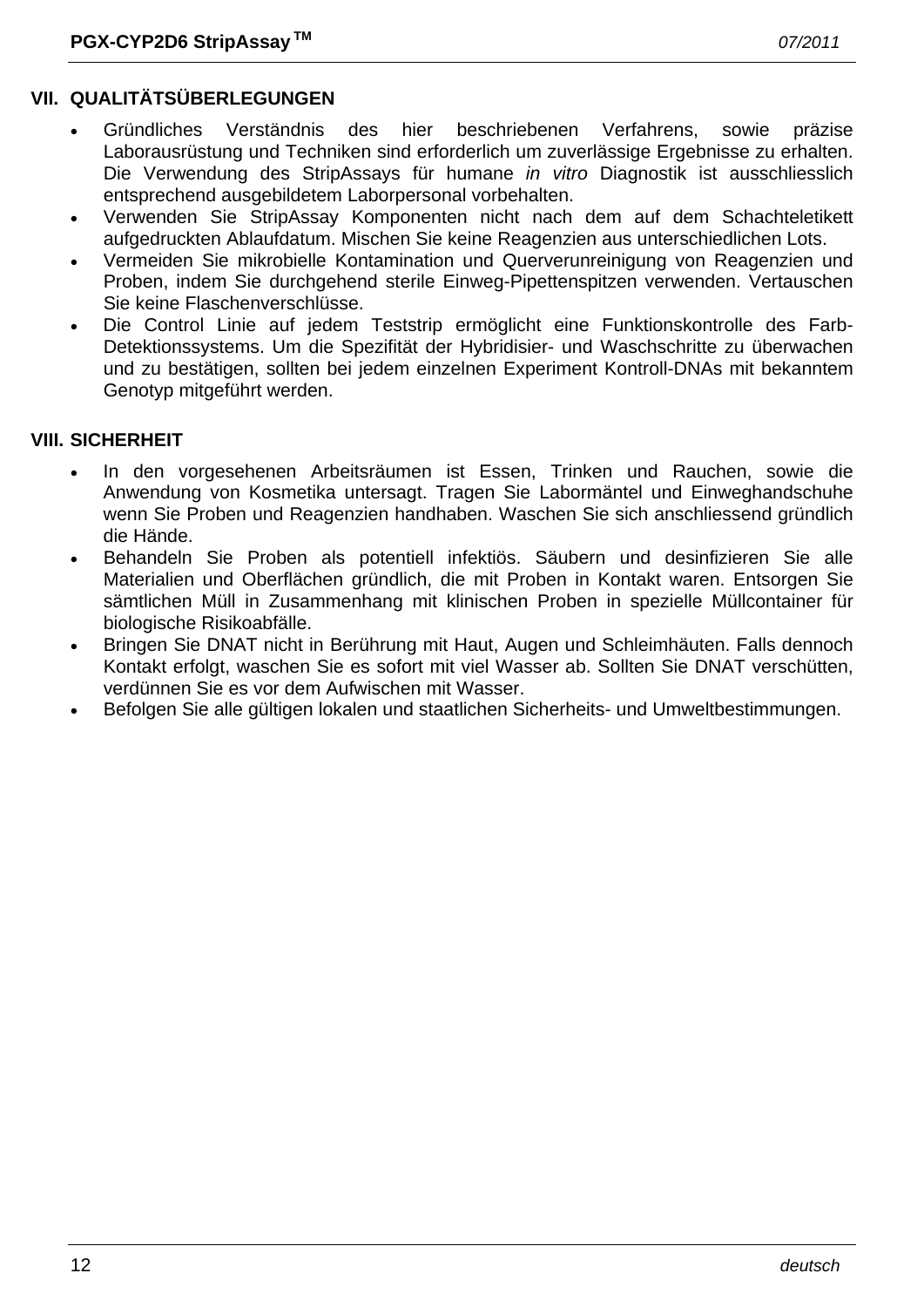## VII. QUALITÄTSÜBERLEGUNGEN

- Gründliches Verständnis des hier beschriebenen Verfahrens, sowie präzise Laborausrüstung und Techniken sind erforderlich um zuverlässige Ergebnisse zu erhalten. Die Verwendung des StripAssays für humane *in vitro* Diagnostik ist ausschliesslich entsprechend ausgebildetem Laborpersonal vorbehalten.
- Verwenden Sie StripAssay Komponenten nicht nach dem auf dem Schachteletikett aufgedruckten Ablaufdatum. Mischen Sie keine Reagenzien aus unterschiedlichen Lots.
- Vermeiden Sie mikrobielle Kontamination und Querverunreinigung von Reagenzien und Proben, indem Sie durchgehend sterile Einweg-Pipettenspitzen verwenden. Vertauschen Sie keine Flaschenverschlüsse.
- Die Control Linie auf jedem Teststrip ermöglicht eine Funktionskontrolle des Farb-Detektionssystems. Um die Spezifität der Hybridisier- und Waschschritte zu überwachen und zu bestätigen, sollten bei jedem einzelnen Experiment Kontroll-DNAs mit bekanntem Genotyp mitgeführt werden.

## VIII. SICHERHEIT

- In den vorgesehenen Arbeitsräumen ist Essen, Trinken und Rauchen, sowie die Anwendung von Kosmetika untersagt. Tragen Sie Labormäntel und Einweghandschuhe wenn Sie Proben und Reagenzien handhaben. Waschen Sie sich anschliessend gründlich die Hände.
- Behandeln Sie Proben als potentiell infektiös. Säubern und desinfizieren Sie alle Materialien und Oberflächen gründlich, die mit Proben in Kontakt waren. Entsorgen Sie sämtlichen Müll in Zusammenhang mit klinischen Proben in spezielle Müllcontainer für biologische Risikoabfälle.
- Bringen Sie DNAT nicht in Berührung mit Haut, Augen und Schleimhäuten. Falls dennoch Kontakt erfolgt, waschen Sie es sofort mit viel Wasser ab. Sollten Sie DNAT verschütten, verdünnen Sie es vor dem Aufwischen mit Wasser.
- Befolgen Sie alle gültigen lokalen und staatlichen Sicherheits- und Umweltbestimmungen.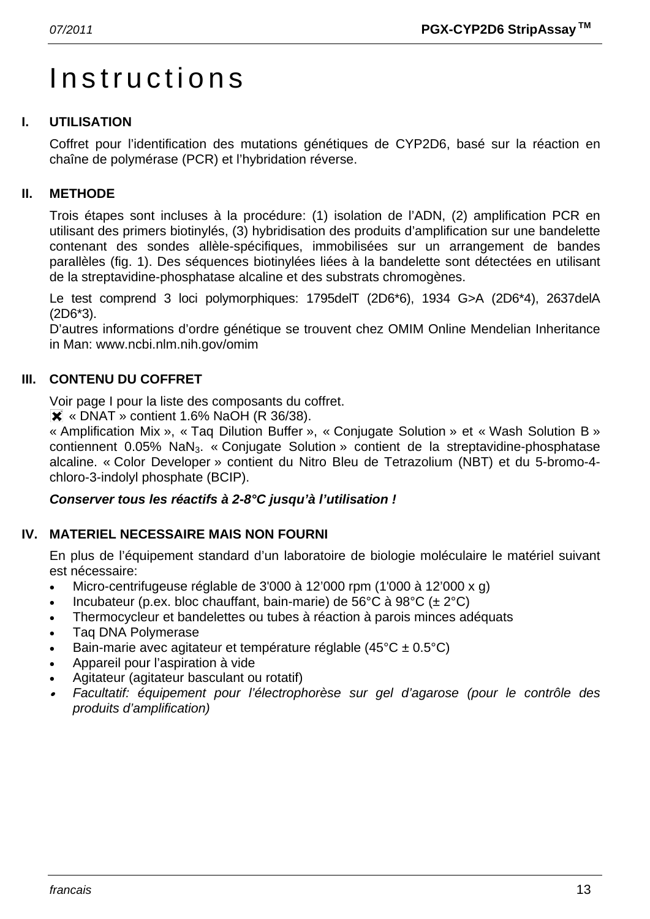# Instructions

## I. UTILISATION

Coffret pour l'identification des mutations génétiques de CYP2D6, basé sur la réaction en chaîne de polymérase (PCR) et l'hybridation réverse.

## II. METHODE

Trois étapes sont incluses à la procédure: (1) isolation de l'ADN, (2) amplification PCR en utilisant des primers biotinylés, (3) hybridisation des produits d'amplification sur une bandelette contenant des sondes allèle-spécifiques, immobilisées sur un arrangement de bandes parallèles (fig. 1). Des séquences biotinylées liées à la bandelette sont détectées en utilisant de la streptavidine-phosphatase alcaline et des substrats chromogènes.

Le test comprend 3 loci polymorphiques: 1795delT (2D6*6), 1934 G>A (2D6*4), 2637delA (2D6*3).

D'autres informations d'ordre génétique se trouvent chez OMIM Online Mendelian Inheritance in Man: www.ncbi.nlm.nih.gov/omim

## III. CONTENU DU COFFRET

Voir page I pour la liste des composants du coffret.

✖ « DNAT » contient 1.6% NaOH (R 36/38).

« Amplification Mix », « Taq Dilution Buffer », « Conjugate Solution » et « Wash Solution B » contiennent 0.05% $NaN_3$. « Conjugate Solution » contient de la streptavidine-phosphatase alcaline. « Color Developer » contient du Nitro Bleu de Tetrazolium (NBT) et du 5-bromo-4-chloro-3-indolyl phosphate (BCIP).

***Conserver tous les réactifs à 2-8°C jusqu'à l'utilisation !***

## IV. MATERIEL NECESSAIRE MAIS NON FOURNI

En plus de l'équipement standard d'un laboratoire de biologie moléculaire le matériel suivant est nécessaire:

- Micro-centrifugeuse réglable de 3'000 à 12'000 rpm (1'000 à 12'000 x g)
- Incubateur (p.ex. bloc chauffant, bain-marie) de 56°C à 98°C (± 2°C)
- Thermocycleur et bandelettes ou tubes à réaction à parois minces adéquats
- Taq DNA Polymerase
- Bain-marie avec agitateur et température réglable (45°C ± 0.5°C)
- Appareil pour l'aspiration à vide
- Agitateur (agitateur basculant ou rotatif)
- *Facultatif: équipement pour l'électrophorèse sur gel d'agarose (pour le contrôle des produits d'amplification)*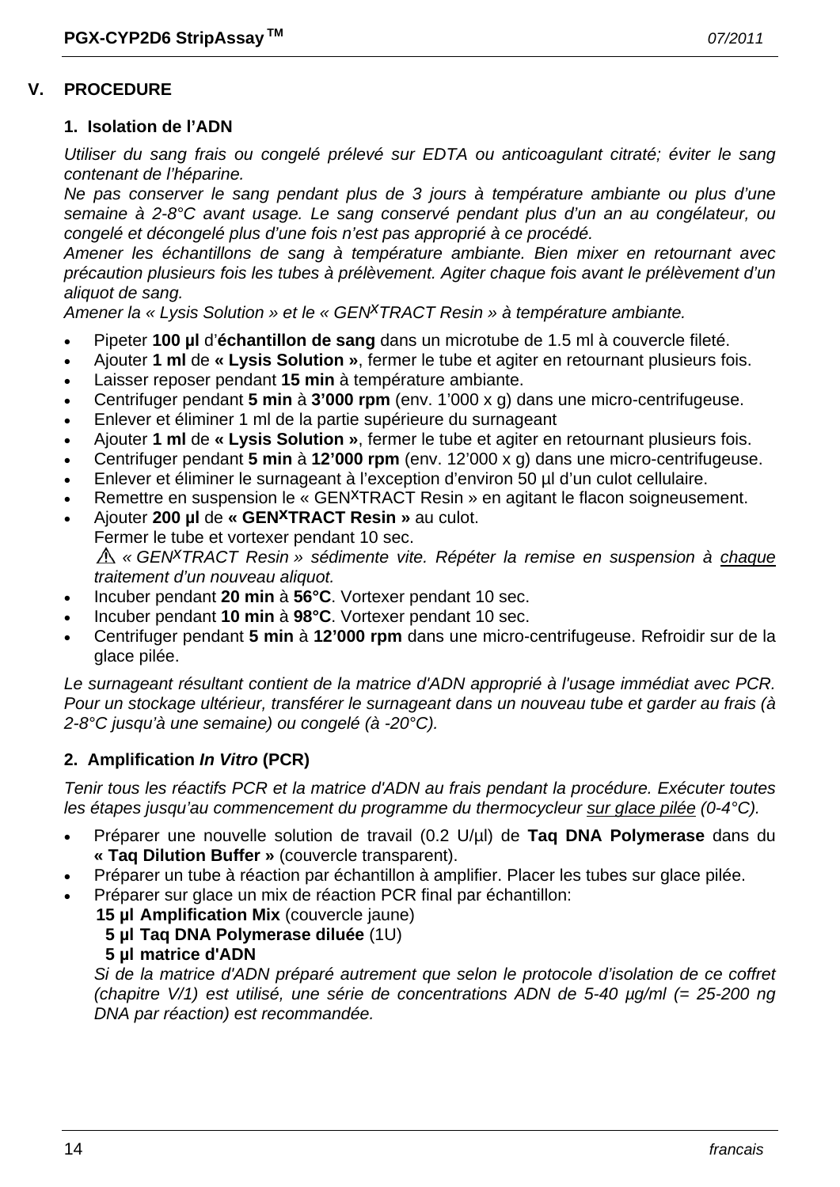## V. PROCEDURE

### 1. Isolation de l'ADN

*Utiliser du sang frais ou congelé prélevé sur EDTA ou anticoagulant citraté; éviter le sang contenant de l'héparine.*

*Ne pas conserver le sang pendant plus de 3 jours à température ambiante ou plus d'une semaine à 2-8°C avant usage. Le sang conservé pendant plus d'un an au congélateur, ou congelé et décongelé plus d'une fois n'est pas approprié à ce procédé.*

*Amener les échantillons de sang à température ambiante. Bien mixer en retournant avec précaution plusieurs fois les tubes à prélèvement. Agiter chaque fois avant le prélèvement d'un aliquot de sang.*

*Amener la « Lysis Solution » et le « GEN$^{X}$TRACT Resin » à température ambiante.*

- Pipeter **100 µl** d'**échantillon de sang** dans un microtube de 1.5 ml à couvercle fileté.
- Ajouter **1 ml** de **« Lysis Solution »**, fermer le tube et agiter en retournant plusieurs fois.
- Laisser reposer pendant **15 min** à température ambiante.
- Centrifuger pendant **5 min** à **3'000 rpm** (env. 1'000 x g) dans une micro-centrifugeuse.
- Enlever et éliminer 1 ml de la partie supérieure du surnageant
- Ajouter **1 ml** de **« Lysis Solution »**, fermer le tube et agiter en retournant plusieurs fois.
- Centrifuger pendant **5 min** à **12'000 rpm** (env. 12'000 x g) dans une micro-centrifugeuse.
- Enlever et éliminer le surnageant à l'exception d'environ 50 µl d'un culot cellulaire.
- Remettre en suspension le « GEN$^{X}$TRACT Resin » en agitant le flacon soigneusement.
- Ajouter **200 µl** de **« GEN$^{X}$TRACT Resin »** au culot.
  Fermer le tube et vortexer pendant 10 sec.
  ⚠ *« GEN$^{X}$TRACT Resin » sédimente vite. Répéter la remise en suspension à chaque traitement d'un nouveau aliquot.*
- Incuber pendant **20 min** à **56°C**. Vortexer pendant 10 sec.
- Incuber pendant **10 min** à **98°C**. Vortexer pendant 10 sec.
- Centrifuger pendant **5 min** à **12'000 rpm** dans une micro-centrifugeuse. Refroidir sur de la glace pilée.

*Le surnageant résultant contient de la matrice d'ADN approprié à l'usage immédiat avec PCR. Pour un stockage ultérieur, transférer le surnageant dans un nouveau tube et garder au frais (à 2-8°C jusqu'à une semaine) ou congelé (à -20°C).*

### 2. Amplification *In Vitro* (PCR)

*Tenir tous les réactifs PCR et la matrice d'ADN au frais pendant la procédure. Exécuter toutes les étapes jusqu'au commencement du programme du thermocycleur sur glace pilée (0-4°C).*

- Préparer une nouvelle solution de travail (0.2 U/µl) de **Taq DNA Polymerase** dans du **« Taq Dilution Buffer »** (couvercle transparent).
- Préparer un tube à réaction par échantillon à amplifier. Placer les tubes sur glace pilée.
- Préparer sur glace un mix de réaction PCR final par échantillon:
  **15 µl Amplification Mix** (couvercle jaune)
  **5 µl Taq DNA Polymerase diluée** (1U)
  **5 µl matrice d'ADN**
  *Si de la matrice d'ADN préparé autrement que selon le protocole d'isolation de ce coffret (chapitre V/1) est utilisé, une série de concentrations ADN de 5-40 µg/ml (= 25-200 ng DNA par réaction) est recommandée.*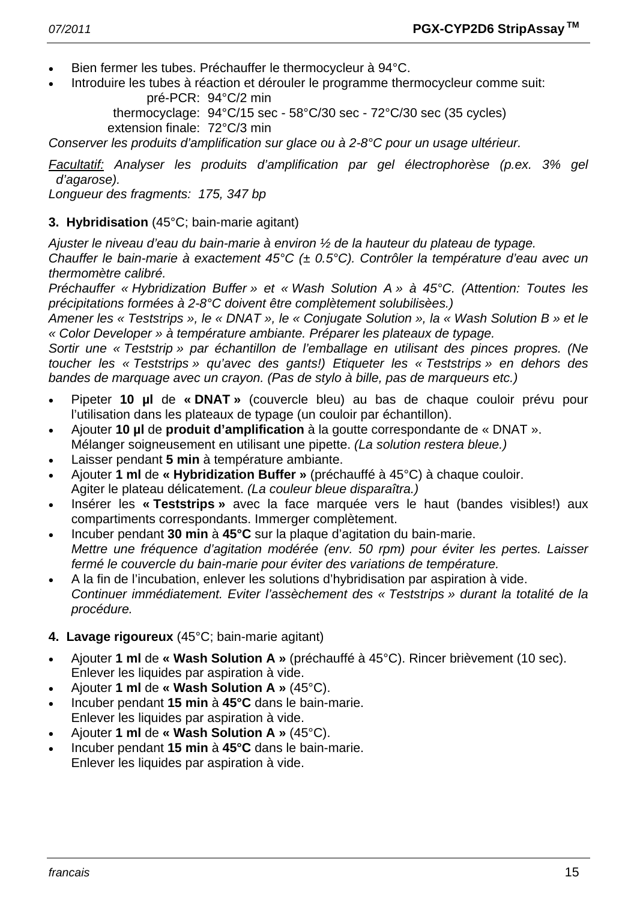- Bien fermer les tubes. Préchauffer le thermocycleur à 94°C.
- Introduire les tubes à réaction et dérouler le programme thermocycleur comme suit:

  pré-PCR: 94°C/2 min
  thermocyclage: 94°C/15 sec - 58°C/30 sec - 72°C/30 sec (35 cycles)
  extension finale: 72°C/3 min

*Conserver les produits d'amplification sur glace ou à 2-8°C pour un usage ultérieur.*

*<u>Facultatif:</u> Analyser les produits d'amplification par gel électrophorèse (p.ex. 3% gel d'agarose).*
*Longueur des fragments: 175, 347 bp*

**3. Hybridisation** (45°C; bain-marie agitant)

*Ajuster le niveau d'eau du bain-marie à environ ½ de la hauteur du plateau de typage.*
*Chauffer le bain-marie à exactement 45°C (± 0.5°C). Contrôler la température d'eau avec un thermomètre calibré.*
*Préchauffer « Hybridization Buffer » et « Wash Solution A » à 45°C. (Attention: Toutes les précipitations formées à 2-8°C doivent être complètement solubilisèes.)*
*Amener les « Teststrips », le « DNAT », le « Conjugate Solution », la « Wash Solution B » et le « Color Developer » à température ambiante. Préparer les plateaux de typage.*
*Sortir une « Teststrip » par échantillon de l'emballage en utilisant des pinces propres. (Ne toucher les « Teststrips » qu'avec des gants!) Etiqueter les « Teststrips » en dehors des bandes de marquage avec un crayon. (Pas de stylo à bille, pas de marqueurs etc.)*

- Pipeter **10 µl** de **« DNAT »** (couvercle bleu) au bas de chaque couloir prévu pour l'utilisation dans les plateaux de typage (un couloir par échantillon).
- Ajouter **10 µl** de **produit d'amplification** à la goutte correspondante de « DNAT ». Mélanger soigneusement en utilisant une pipette. *(La solution restera bleue.)*
- Laisser pendant **5 min** à température ambiante.
- Ajouter **1 ml** de **« Hybridization Buffer »** (préchauffé à 45°C) à chaque couloir. Agiter le plateau délicatement. *(La couleur bleue disparaîtra.)*
- Insérer les **« Teststrips »** avec la face marquée vers le haut (bandes visibles!) aux compartiments correspondants. Immerger complètement.
- Incuber pendant **30 min** à **45°C** sur la plaque d'agitation du bain-marie. *Mettre une fréquence d'agitation modérée (env. 50 rpm) pour éviter les pertes. Laisser fermé le couvercle du bain-marie pour éviter des variations de température.*
- A la fin de l'incubation, enlever les solutions d'hybridisation par aspiration à vide. *Continuer immédiatement. Eviter l'assèchement des « Teststrips » durant la totalité de la procédure.*

**4. Lavage rigoureux** (45°C; bain-marie agitant)

- Ajouter **1 ml** de **« Wash Solution A »** (préchauffé à 45°C). Rincer brièvement (10 sec). Enlever les liquides par aspiration à vide.
- Ajouter **1 ml** de **« Wash Solution A »** (45°C).
- Incuber pendant **15 min** à **45°C** dans le bain-marie. Enlever les liquides par aspiration à vide.
- Ajouter **1 ml** de **« Wash Solution A »** (45°C).
- Incuber pendant **15 min** à **45°C** dans le bain-marie. Enlever les liquides par aspiration à vide.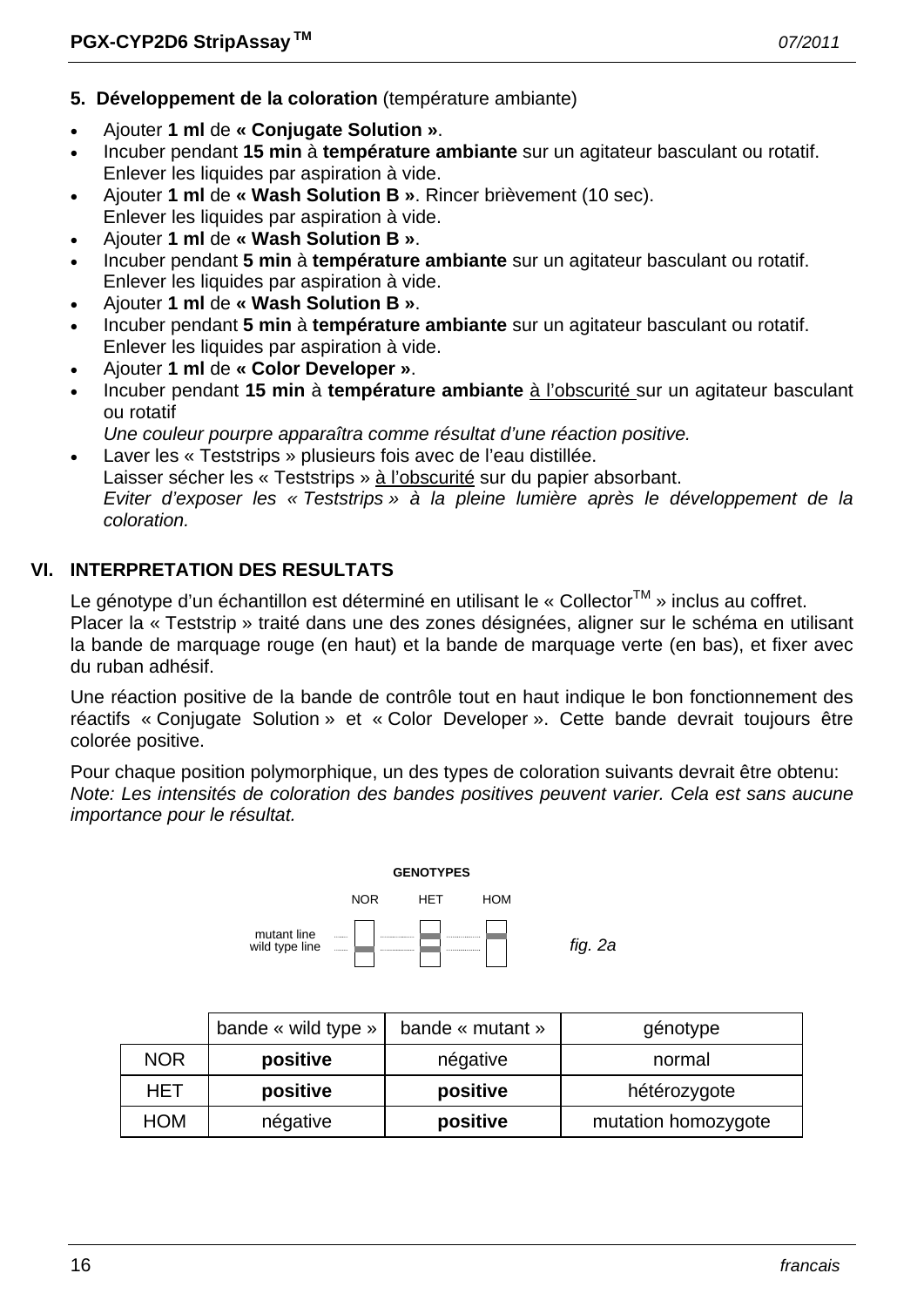### 5. Développement de la coloration (température ambiante)

- Ajouter **1 ml** de **« Conjugate Solution »**.
- Incuber pendant **15 min** à **température ambiante** sur un agitateur basculant ou rotatif.
  Enlever les liquides par aspiration à vide.
- Ajouter **1 ml** de **« Wash Solution B »**. Rincer brièvement (10 sec).
  Enlever les liquides par aspiration à vide.
- Ajouter **1 ml** de **« Wash Solution B »**.
- Incuber pendant **5 min** à **température ambiante** sur un agitateur basculant ou rotatif.
  Enlever les liquides par aspiration à vide.
- Ajouter **1 ml** de **« Wash Solution B »**.
- Incuber pendant **5 min** à **température ambiante** sur un agitateur basculant ou rotatif.
  Enlever les liquides par aspiration à vide.
- Ajouter **1 ml** de **« Color Developer »**.
- Incuber pendant **15 min** à **température ambiante** à l'obscurité sur un agitateur basculant ou rotatif
  *Une couleur pourpre apparaîtra comme résultat d'une réaction positive.*
- Laver les « Teststrips » plusieurs fois avec de l'eau distillée.
  Laisser sécher les « Teststrips » à l'obscurité sur du papier absorbant.
  *Eviter d'exposer les « Teststrips » à la pleine lumière après le développement de la coloration.*

## VI. INTERPRETATION DES RESULTATS

Le génotype d'un échantillon est déterminé en utilisant le « Collector™ » inclus au coffret.
Placer la « Teststrip » traité dans une des zones désignées, aligner sur le schéma en utilisant la bande de marquage rouge (en haut) et la bande de marquage verte (en bas), et fixer avec du ruban adhésif.

Une réaction positive de la bande de contrôle tout en haut indique le bon fonctionnement des réactifs « Conjugate Solution » et « Color Developer ». Cette bande devrait toujours être colorée positive.

Pour chaque position polymorphique, un des types de coloration suivants devrait être obtenu:
*Note: Les intensités de coloration des bandes positives peuvent varier. Cela est sans aucune importance pour le résultat.*

GENOTYPES

NOR HET HOM

mutant line
wild type line

*fig. 2a*

| | bande « wild type » | bande « mutant » | génotype |
|---|---|---|---|
| NOR | **positive** | négative | normal |
| HET | **positive** | **positive** | hétérozygote |
| HOM | négative | **positive** | mutation homozygote |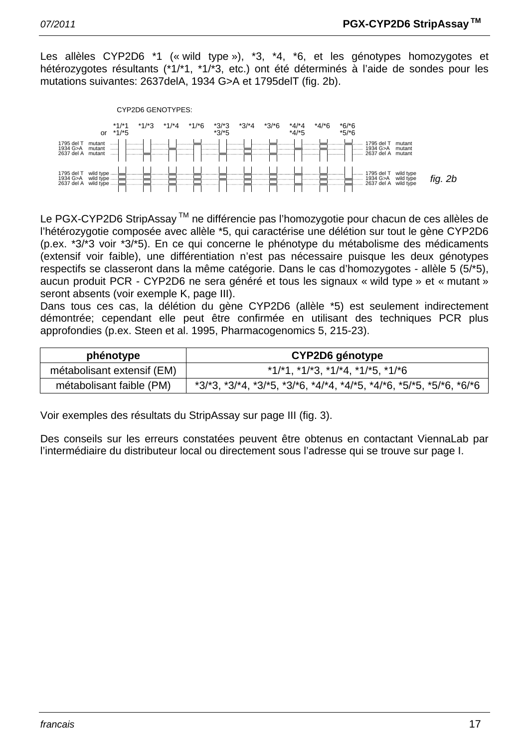Les allèles CYP2D6 *1 (« wild type »), *3, *4, *6, et les génotypes homozygotes et hétérozygotes résultants (*1/*1, *1/*3, etc.) ont été déterminés à l'aide de sondes pour les mutations suivantes: 2637delA, 1934 G>A et 1795delT (fig. 2b).

CYP2D6 GENOTYPES:

| | *1/*1 or *1/*5 | *1/*3 | *1/*4 | *1/*6 | *3/*3 *3/*5 | *3/*4 | *3/*6 | *4/*4 *4/*5 | *4/*6 | *6/*6 *5/*6 | |
|---|---|---|---|---|---|---|---|---|---|---|---|
| 1795 del T mutant / 1934 G>A mutant / 2637 del A mutant | | | | | | | | | | | 1795 del T mutant / 1934 G>A mutant / 2637 del A mutant |
| 1795 del T wild type / 1934 G>A wild type / 2637 del A wild type | | | | | | | | | | | 1795 del T wild type / 1934 G>A wild type / 2637 del A wild type |

*fig. 2b*

Le PGX-CYP2D6 StripAssay ™ ne différencie pas l'homozygotie pour chacun de ces allèles de l'hétérozygotie composée avec allèle *5, qui caractérise une délétion sur tout le gène CYP2D6 (p.ex. *3/*3 voir *3/*5). En ce qui concerne le phénotype du métabolisme des médicaments (extensif voir faible), une différentiation n'est pas nécessaire puisque les deux génotypes respectifs se classeront dans la même catégorie. Dans le cas d'homozygotes - allèle 5 (5/*5), aucun produit PCR - CYP2D6 ne sera généré et tous les signaux « wild type » et « mutant » seront absents (voir exemple K, page III).
Dans tous ces cas, la délétion du gène CYP2D6 (allèle *5) est seulement indirectement démontrée; cependant elle peut être confirmée en utilisant des techniques PCR plus approfondies (p.ex. Steen et al. 1995, Pharmacogenomics 5, 215-23).

| **phénotype** | **CYP2D6 génotype** |
|---|---|
| métabolisant extensif (EM) | *1/*1, *1/*3, *1/*4, *1/*5, *1/*6 |
| métabolisant faible (PM) | *3/*3, *3/*4, *3/*5, *3/*6, *4/*4, *4/*5, *4/*6, *5/*5, *5/*6, *6/*6 |

Voir exemples des résultats du StripAssay sur page III (fig. 3).

Des conseils sur les erreurs constatées peuvent être obtenus en contactant ViennaLab par l'intermédiaire du distributeur local ou directement sous l'adresse qui se trouve sur page I.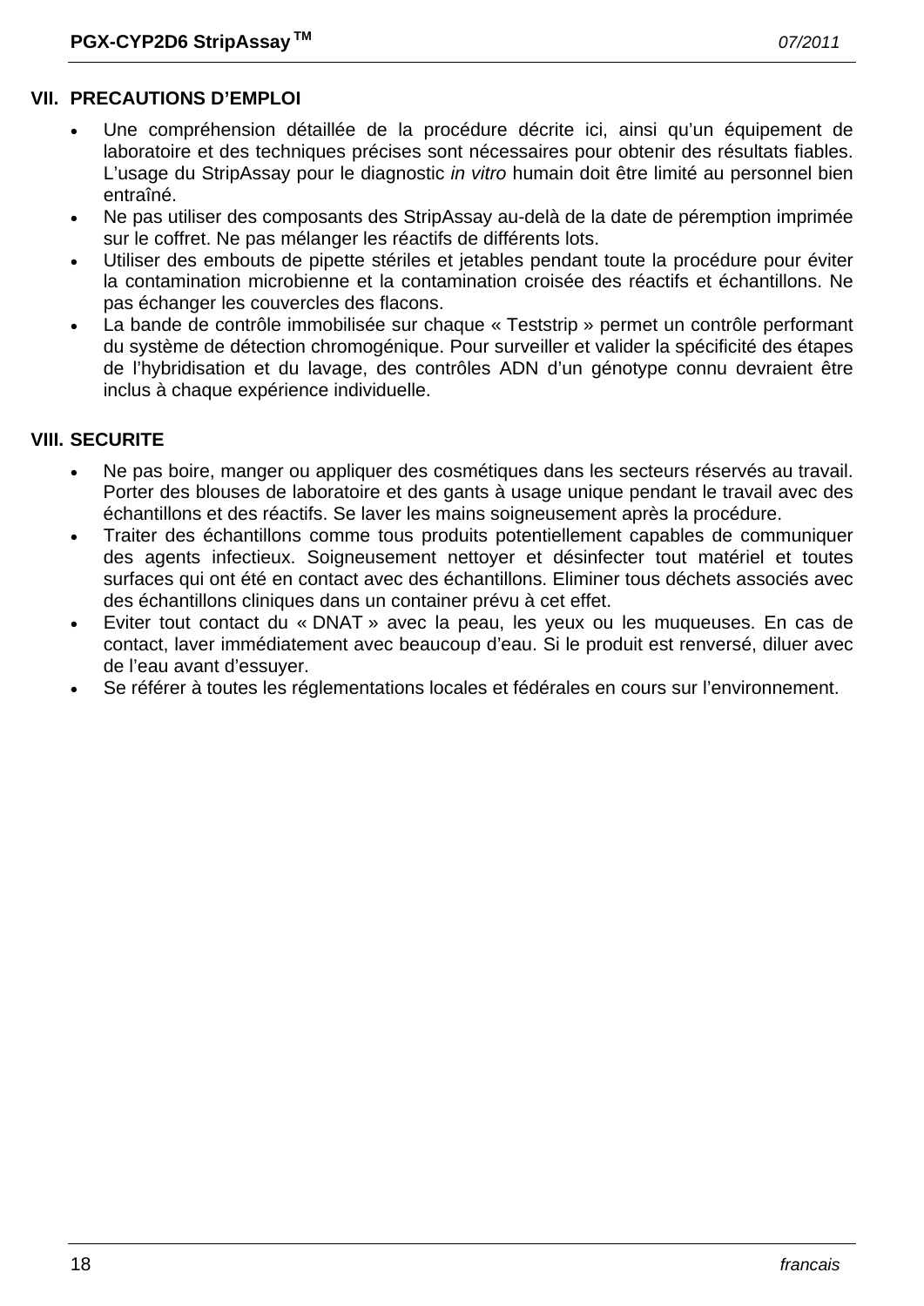## VII. PRECAUTIONS D'EMPLOI

- Une compréhension détaillée de la procédure décrite ici, ainsi qu'un équipement de laboratoire et des techniques précises sont nécessaires pour obtenir des résultats fiables. L'usage du StripAssay pour le diagnostic *in vitro* humain doit être limité au personnel bien entraîné.
- Ne pas utiliser des composants des StripAssay au-delà de la date de péremption imprimée sur le coffret. Ne pas mélanger les réactifs de différents lots.
- Utiliser des embouts de pipette stériles et jetables pendant toute la procédure pour éviter la contamination microbienne et la contamination croisée des réactifs et échantillons. Ne pas échanger les couvercles des flacons.
- La bande de contrôle immobilisée sur chaque « Teststrip » permet un contrôle performant du système de détection chromogénique. Pour surveiller et valider la spécificité des étapes de l'hybridisation et du lavage, des contrôles ADN d'un génotype connu devraient être inclus à chaque expérience individuelle.

## VIII. SECURITE

- Ne pas boire, manger ou appliquer des cosmétiques dans les secteurs réservés au travail. Porter des blouses de laboratoire et des gants à usage unique pendant le travail avec des échantillons et des réactifs. Se laver les mains soigneusement après la procédure.
- Traiter des échantillons comme tous produits potentiellement capables de communiquer des agents infectieux. Soigneusement nettoyer et désinfecter tout matériel et toutes surfaces qui ont été en contact avec des échantillons. Eliminer tous déchets associés avec des échantillons cliniques dans un container prévu à cet effet.
- Eviter tout contact du « DNAT » avec la peau, les yeux ou les muqueuses. En cas de contact, laver immédiatement avec beaucoup d'eau. Si le produit est renversé, diluer avec de l'eau avant d'essuyer.
- Se référer à toutes les réglementations locales et fédérales en cours sur l'environnement.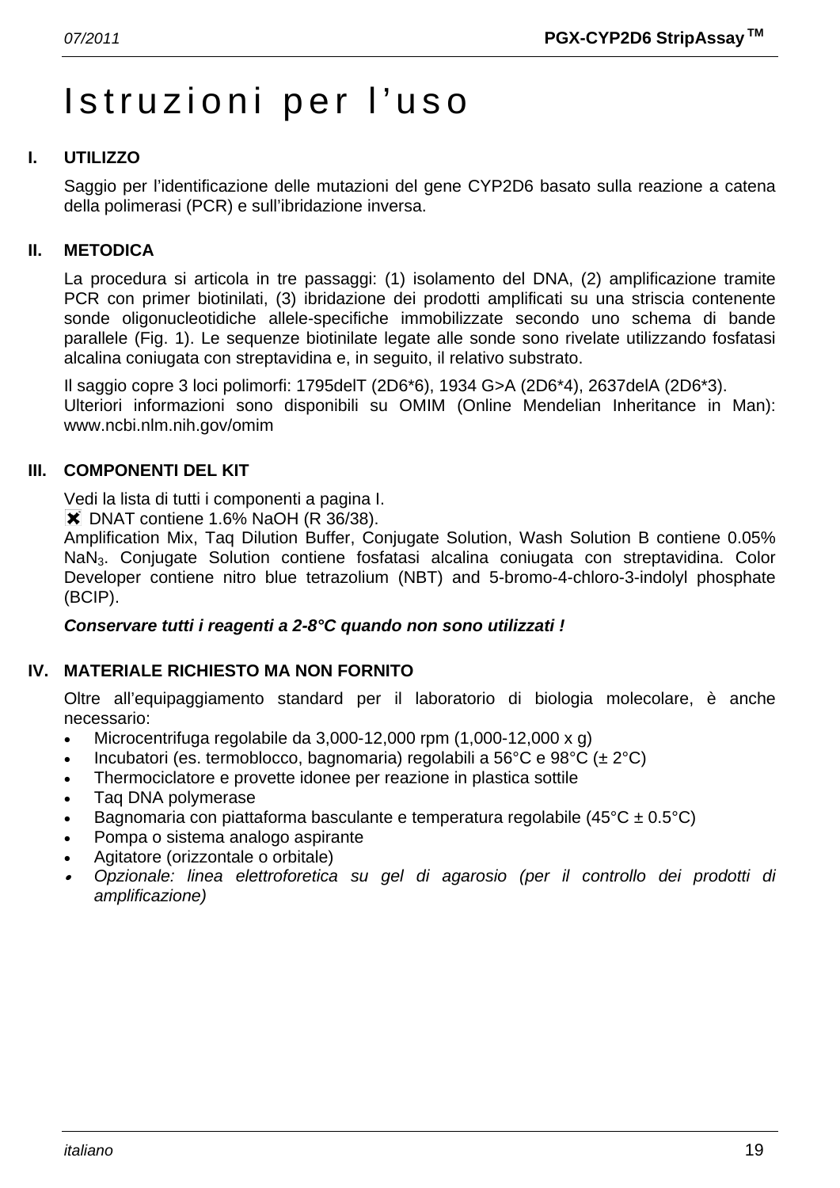# Istruzioni per l'uso

## I. UTILIZZO

Saggio per l'identificazione delle mutazioni del gene CYP2D6 basato sulla reazione a catena della polimerasi (PCR) e sull'ibridazione inversa.

## II. METODICA

La procedura si articola in tre passaggi: (1) isolamento del DNA, (2) amplificazione tramite PCR con primer biotinilati, (3) ibridazione dei prodotti amplificati su una striscia contenente sonde oligonucleotidiche allele-specifiche immobilizzate secondo uno schema di bande parallele (Fig. 1). Le sequenze biotinilate legate alle sonde sono rivelate utilizzando fosfatasi alcalina coniugata con streptavidina e, in seguito, il relativo substrato.

Il saggio copre 3 loci polimorfi: 1795delT (2D6*6), 1934 G>A (2D6*4), 2637delA (2D6*3).
Ulteriori informazioni sono disponibili su OMIM (Online Mendelian Inheritance in Man): www.ncbi.nlm.nih.gov/omim

## III. COMPONENTI DEL KIT

Vedi la lista di tutti i componenti a pagina I.
✖ DNAT contiene 1.6% NaOH (R 36/38).
Amplification Mix, Taq Dilution Buffer, Conjugate Solution, Wash Solution B contiene 0.05% $NaN_3$. Conjugate Solution contiene fosfatasi alcalina coniugata con streptavidina. Color Developer contiene nitro blue tetrazolium (NBT) and 5-bromo-4-chloro-3-indolyl phosphate (BCIP).

***Conservare tutti i reagenti a 2-8°C quando non sono utilizzati !***

## IV. MATERIALE RICHIESTO MA NON FORNITO

Oltre all'equipaggiamento standard per il laboratorio di biologia molecolare, è anche necessario:

- Microcentrifuga regolabile da 3,000-12,000 rpm (1,000-12,000 x g)
- Incubatori (es. termoblocco, bagnomaria) regolabili a 56°C e 98°C (± 2°C)
- Thermociclatore e provette idonee per reazione in plastica sottile
- Taq DNA polymerase
- Bagnomaria con piattaforma basculante e temperatura regolabile (45°C ± 0.5°C)
- Pompa o sistema analogo aspirante
- Agitatore (orizzontale o orbitale)
- *Opzionale: linea elettroforetica su gel di agarosio (per il controllo dei prodotti di amplificazione)*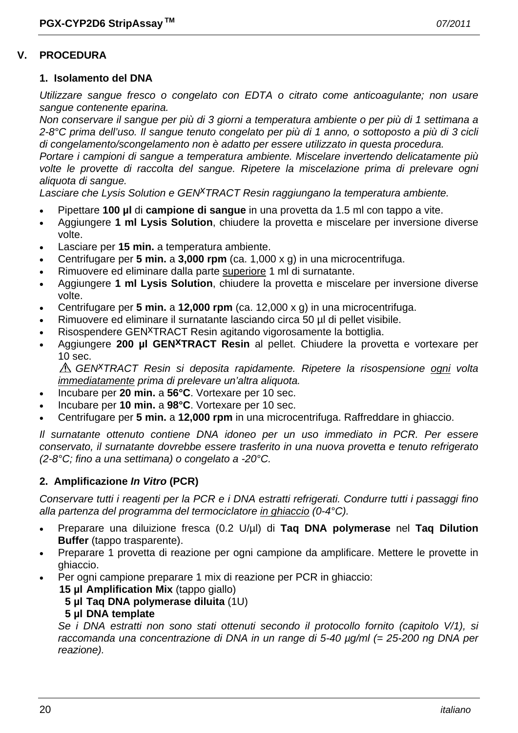## V. PROCEDURA

### 1. Isolamento del DNA

*Utilizzare sangue fresco o congelato con EDTA o citrato come anticoagulante; non usare sangue contenente eparina.*
*Non conservare il sangue per più di 3 giorni a temperatura ambiente o per più di 1 settimana a 2-8°C prima dell'uso. Il sangue tenuto congelato per più di 1 anno, o sottoposto a più di 3 cicli di congelamento/scongelamento non è adatto per essere utilizzato in questa procedura.*
*Portare i campioni di sangue a temperatura ambiente. Miscelare invertendo delicatamente più volte le provette di raccolta del sangue. Ripetere la miscelazione prima di prelevare ogni aliquota di sangue.*
*Lasciare che Lysis Solution e GEN^XTRACT Resin raggiungano la temperatura ambiente.*

- Pipettare **100 µl** di **campione di sangue** in una provetta da 1.5 ml con tappo a vite.
- Aggiungere **1 ml Lysis Solution**, chiudere la provetta e miscelare per inversione diverse volte.
- Lasciare per **15 min.** a temperatura ambiente.
- Centrifugare per **5 min.** a **3,000 rpm** (ca. 1,000 x g) in una microcentrifuga.
- Rimuovere ed eliminare dalla parte superiore 1 ml di surnatante.
- Aggiungere **1 ml Lysis Solution**, chiudere la provetta e miscelare per inversione diverse volte.
- Centrifugare per **5 min.** a **12,000 rpm** (ca. 12,000 x g) in una microcentrifuga.
- Rimuovere ed eliminare il surnatante lasciando circa 50 µl di pellet visibile.
- Risospendere GEN^XTRACT Resin agitando vigorosamente la bottiglia.
- Aggiungere **200 µl GEN^XTRACT Resin** al pellet. Chiudere la provetta e vortexare per 10 sec.
  ⚠ *GEN^XTRACT Resin si deposita rapidamente. Ripetere la risospensione ogni volta immediatamente prima di prelevare un'altra aliquota.*
- Incubare per **20 min.** a **56°C**. Vortexare per 10 sec.
- Incubare per **10 min.** a **98°C**. Vortexare per 10 sec.
- Centrifugare per **5 min.** a **12,000 rpm** in una microcentrifuga. Raffreddare in ghiaccio.

*Il surnatante ottenuto contiene DNA idoneo per un uso immediato in PCR. Per essere conservato, il surnatante dovrebbe essere trasferito in una nuova provetta e tenuto refrigerato (2-8°C; fino a una settimana) o congelato a -20°C.*

### 2. Amplificazione *In Vitro* (PCR)

*Conservare tutti i reagenti per la PCR e i DNA estratti refrigerati. Condurre tutti i passaggi fino alla partenza del programma del termociclatore in ghiaccio (0-4°C).*

- Preparare una diluizione fresca (0.2 U/µl) di **Taq DNA polymerase** nel **Taq Dilution Buffer** (tappo trasparente).
- Preparare 1 provetta di reazione per ogni campione da amplificare. Mettere le provette in ghiaccio.
- Per ogni campione preparare 1 mix di reazione per PCR in ghiaccio:
  **15 µl Amplification Mix** (tappo giallo)
  **5 µl Taq DNA polymerase diluita** (1U)
  **5 µl DNA template**
  *Se i DNA estratti non sono stati ottenuti secondo il protocollo fornito (capitolo V/1), si raccomanda una concentrazione di DNA in un range di 5-40 µg/ml (= 25-200 ng DNA per reazione).*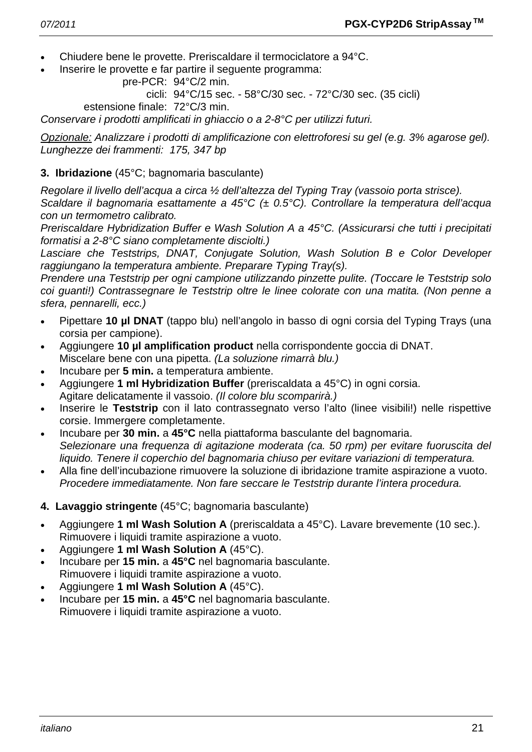- Chiudere bene le provette. Preriscaldare il termociclatore a 94°C.
- Inserire le provette e far partire il seguente programma:

  pre-PCR: 94°C/2 min.
  cicli: 94°C/15 sec. - 58°C/30 sec. - 72°C/30 sec. (35 cicli)
  estensione finale: 72°C/3 min.

*Conservare i prodotti amplificati in ghiaccio o a 2-8°C per utilizzi futuri.*

*Opzionale: Analizzare i prodotti di amplificazione con elettroforesi su gel (e.g. 3% agarose gel). Lunghezze dei frammenti: 175, 347 bp*

**3. Ibridazione** (45°C; bagnomaria basculante)

*Regolare il livello dell'acqua a circa ½ dell'altezza del Typing Tray (vassoio porta strisce).*
*Scaldare il bagnomaria esattamente a 45°C (± 0.5°C). Controllare la temperatura dell'acqua con un termometro calibrato.*
*Preriscaldare Hybridization Buffer e Wash Solution A a 45°C. (Assicurarsi che tutti i precipitati formatisi a 2-8°C siano completamente disciolti.)*
*Lasciare che Teststrips, DNAT, Conjugate Solution, Wash Solution B e Color Developer raggiungano la temperatura ambiente. Preparare Typing Tray(s).*
*Prendere una Teststrip per ogni campione utilizzando pinzette pulite. (Toccare le Teststrip solo coi guanti!) Contrassegnare le Teststrip oltre le linee colorate con una matita. (Non penne a sfera, pennarelli, ecc.)*

- Pipettare **10 µl DNAT** (tappo blu) nell'angolo in basso di ogni corsia del Typing Trays (una corsia per campione).
- Aggiungere **10 µl amplification product** nella corrispondente goccia di DNAT. Miscelare bene con una pipetta. *(La soluzione rimarrà blu.)*
- Incubare per **5 min.** a temperatura ambiente.
- Aggiungere **1 ml Hybridization Buffer** (preriscaldata a 45°C) in ogni corsia. Agitare delicatamente il vassoio. *(Il colore blu scomparirà.)*
- Inserire le **Teststrip** con il lato contrassegnato verso l'alto (linee visibili!) nelle rispettive corsie. Immergere completamente.
- Incubare per **30 min.** a **45°C** nella piattaforma basculante del bagnomaria. *Selezionare una frequenza di agitazione moderata (ca. 50 rpm) per evitare fuoruscita del liquido. Tenere il coperchio del bagnomaria chiuso per evitare variazioni di temperatura.*
- Alla fine dell'incubazione rimuovere la soluzione di ibridazione tramite aspirazione a vuoto. *Procedere immediatamente. Non fare seccare le Teststrip durante l'intera procedura.*

**4. Lavaggio stringente** (45°C; bagnomaria basculante)

- Aggiungere **1 ml Wash Solution A** (preriscaldata a 45°C). Lavare brevemente (10 sec.). Rimuovere i liquidi tramite aspirazione a vuoto.
- Aggiungere **1 ml Wash Solution A** (45°C).
- Incubare per **15 min.** a **45°C** nel bagnomaria basculante. Rimuovere i liquidi tramite aspirazione a vuoto.
- Aggiungere **1 ml Wash Solution A** (45°C).
- Incubare per **15 min.** a **45°C** nel bagnomaria basculante. Rimuovere i liquidi tramite aspirazione a vuoto.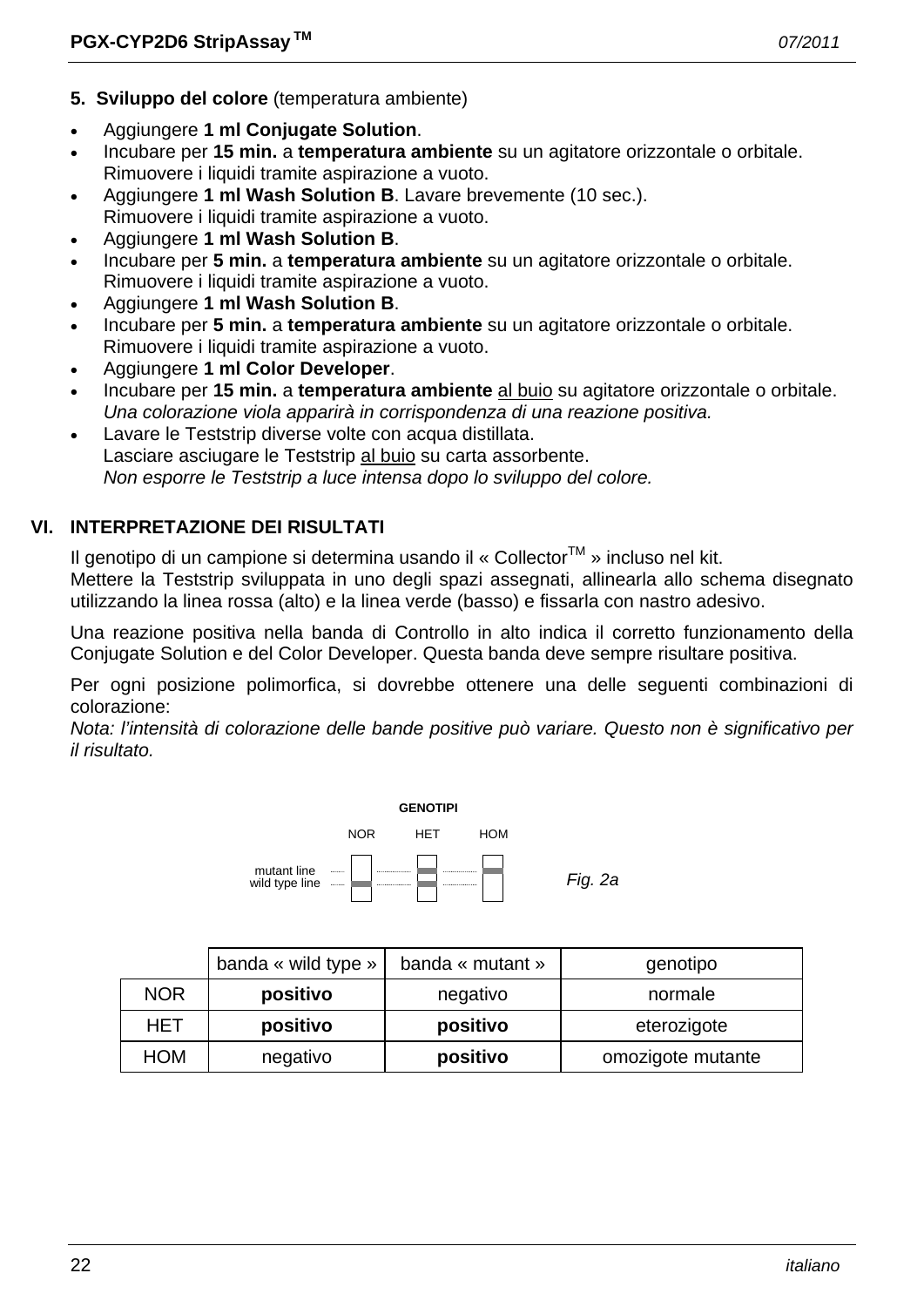**5. Sviluppo del colore** (temperatura ambiente)

- Aggiungere **1 ml Conjugate Solution**.
- Incubare per **15 min.** a **temperatura ambiente** su un agitatore orizzontale o orbitale.
  Rimuovere i liquidi tramite aspirazione a vuoto.
- Aggiungere **1 ml Wash Solution B**. Lavare brevemente (10 sec.).
  Rimuovere i liquidi tramite aspirazione a vuoto.
- Aggiungere **1 ml Wash Solution B**.
- Incubare per **5 min.** a **temperatura ambiente** su un agitatore orizzontale o orbitale.
  Rimuovere i liquidi tramite aspirazione a vuoto.
- Aggiungere **1 ml Wash Solution B**.
- Incubare per **5 min.** a **temperatura ambiente** su un agitatore orizzontale o orbitale.
  Rimuovere i liquidi tramite aspirazione a vuoto.
- Aggiungere **1 ml Color Developer**.
- Incubare per **15 min.** a **temperatura ambiente** al buio su agitatore orizzontale o orbitale.
  *Una colorazione viola apparirà in corrispondenza di una reazione positiva.*
- Lavare le Teststrip diverse volte con acqua distillata.
  Lasciare asciugare le Teststrip al buio su carta assorbente.
  *Non esporre le Teststrip a luce intensa dopo lo sviluppo del colore.*

## VI. INTERPRETAZIONE DEI RISULTATI

Il genotipo di un campione si determina usando il « Collector™ » incluso nel kit.
Mettere la Teststrip sviluppata in uno degli spazi assegnati, allinearla allo schema disegnato utilizzando la linea rossa (alto) e la linea verde (basso) e fissarla con nastro adesivo.

Una reazione positiva nella banda di Controllo in alto indica il corretto funzionamento della Conjugate Solution e del Color Developer. Questa banda deve sempre risultare positiva.

Per ogni posizione polimorfica, si dovrebbe ottenere una delle seguenti combinazioni di colorazione:
*Nota: l'intensità di colorazione delle bande positive può variare. Questo non è significativo per il risultato.*

GENOTIPI: NOR, HET, HOM — mutant line / wild type line

*Fig. 2a*

| | banda « wild type » | banda « mutant » | genotipo |
|---|---|---|---|
| NOR | **positivo** | negativo | normale |
| HET | **positivo** | **positivo** | eterozigote |
| HOM | negativo | **positivo** | omozigote mutante |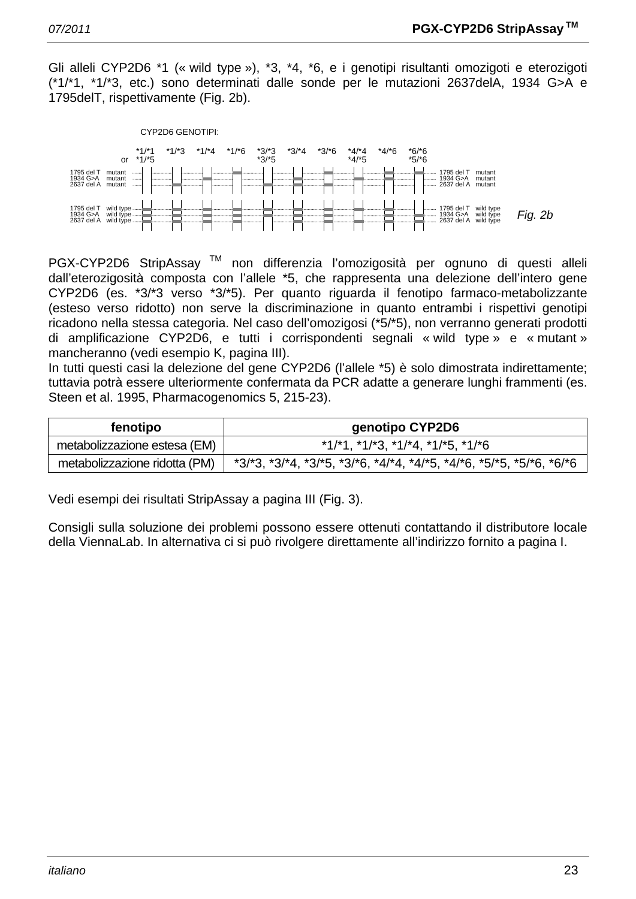Gli alleli CYP2D6 *1 (« wild type »), *3, *4, *6, e i genotipi risultanti omozigoti e eterozigoti (*1/*1, *1/*3, etc.) sono determinati dalle sonde per le mutazioni 2637delA, 1934 G>A e 1795delT, rispettivamente (Fig. 2b).

CYP2D6 GENOTIPI:

*1/*1 or *1/*5 | *1/*3 | *1/*4 | *1/*6 | *3/*3 *3/*5 | *3/*4 | *3/*6 | *4/*4 *4/*5 | *4/*6 | *6/*6 *5/*6

1795 del T mutant
1934 G>A mutant
2637 del A mutant

1795 del T wild type
1934 G>A wild type
2637 del A wild type

*Fig. 2b*

PGX-CYP2D6 StripAssay ™ non differenzia l'omozigosità per ognuno di questi alleli dall'eterozigosità composta con l'allele *5, che rappresenta una delezione dell'intero gene CYP2D6 (es. *3/*3 verso *3/*5). Per quanto riguarda il fenotipo farmaco-metabolizzante (esteso verso ridotto) non serve la discriminazione in quanto entrambi i rispettivi genotipi ricadono nella stessa categoria. Nel caso dell'omozigosi (*5/*5), non verranno generati prodotti di amplificazione CYP2D6, e tutti i corrispondenti segnali « wild type » e « mutant » mancheranno (vedi esempio K, pagina III).
In tutti questi casi la delezione del gene CYP2D6 (l'allele *5) è solo dimostrata indirettamente; tuttavia potrà essere ulteriormente confermata da PCR adatte a generare lunghi frammenti (es. Steen et al. 1995, Pharmacogenomics 5, 215-23).

| fenotipo | genotipo CYP2D6 |
|---|---|
| metabolizzazione estesa (EM) | *1/*1, *1/*3, *1/*4, *1/*5, *1/*6 |
| metabolizzazione ridotta (PM) | *3/*3, *3/*4, *3/*5, *3/*6, *4/*4, *4/*5, *4/*6, *5/*5, *5/*6, *6/*6 |

Vedi esempi dei risultati StripAssay a pagina III (Fig. 3).

Consigli sulla soluzione dei problemi possono essere ottenuti contattando il distributore locale della ViennaLab. In alternativa ci si può rivolgere direttamente all'indirizzo fornito a pagina I.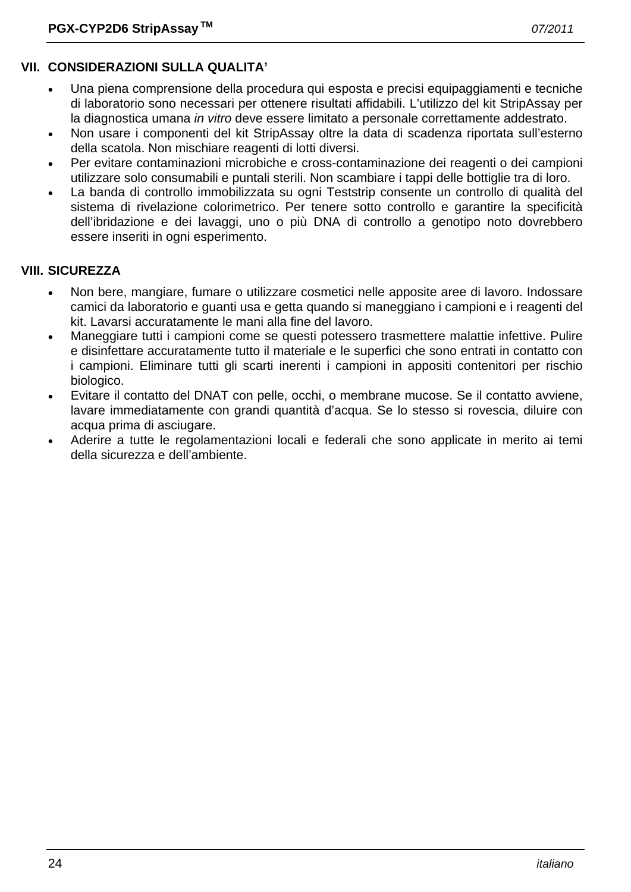## VII. CONSIDERAZIONI SULLA QUALITA'

- Una piena comprensione della procedura qui esposta e precisi equipaggiamenti e tecniche di laboratorio sono necessari per ottenere risultati affidabili. L'utilizzo del kit StripAssay per la diagnostica umana *in vitro* deve essere limitato a personale correttamente addestrato.
- Non usare i componenti del kit StripAssay oltre la data di scadenza riportata sull'esterno della scatola. Non mischiare reagenti di lotti diversi.
- Per evitare contaminazioni microbiche e cross-contaminazione dei reagenti o dei campioni utilizzare solo consumabili e puntali sterili. Non scambiare i tappi delle bottiglie tra di loro.
- La banda di controllo immobilizzata su ogni Teststrip consente un controllo di qualità del sistema di rivelazione colorimetrico. Per tenere sotto controllo e garantire la specificità dell'ibridazione e dei lavaggi, uno o più DNA di controllo a genotipo noto dovrebbero essere inseriti in ogni esperimento.

## VIII. SICUREZZA

- Non bere, mangiare, fumare o utilizzare cosmetici nelle apposite aree di lavoro. Indossare camici da laboratorio e guanti usa e getta quando si maneggiano i campioni e i reagenti del kit. Lavarsi accuratamente le mani alla fine del lavoro.
- Maneggiare tutti i campioni come se questi potessero trasmettere malattie infettive. Pulire e disinfettare accuratamente tutto il materiale e le superfici che sono entrati in contatto con i campioni. Eliminare tutti gli scarti inerenti i campioni in appositi contenitori per rischio biologico.
- Evitare il contatto del DNAT con pelle, occhi, o membrane mucose. Se il contatto avviene, lavare immediatamente con grandi quantità d'acqua. Se lo stesso si rovescia, diluire con acqua prima di asciugare.
- Aderire a tutte le regolamentazioni locali e federali che sono applicate in merito ai temi della sicurezza e dell'ambiente.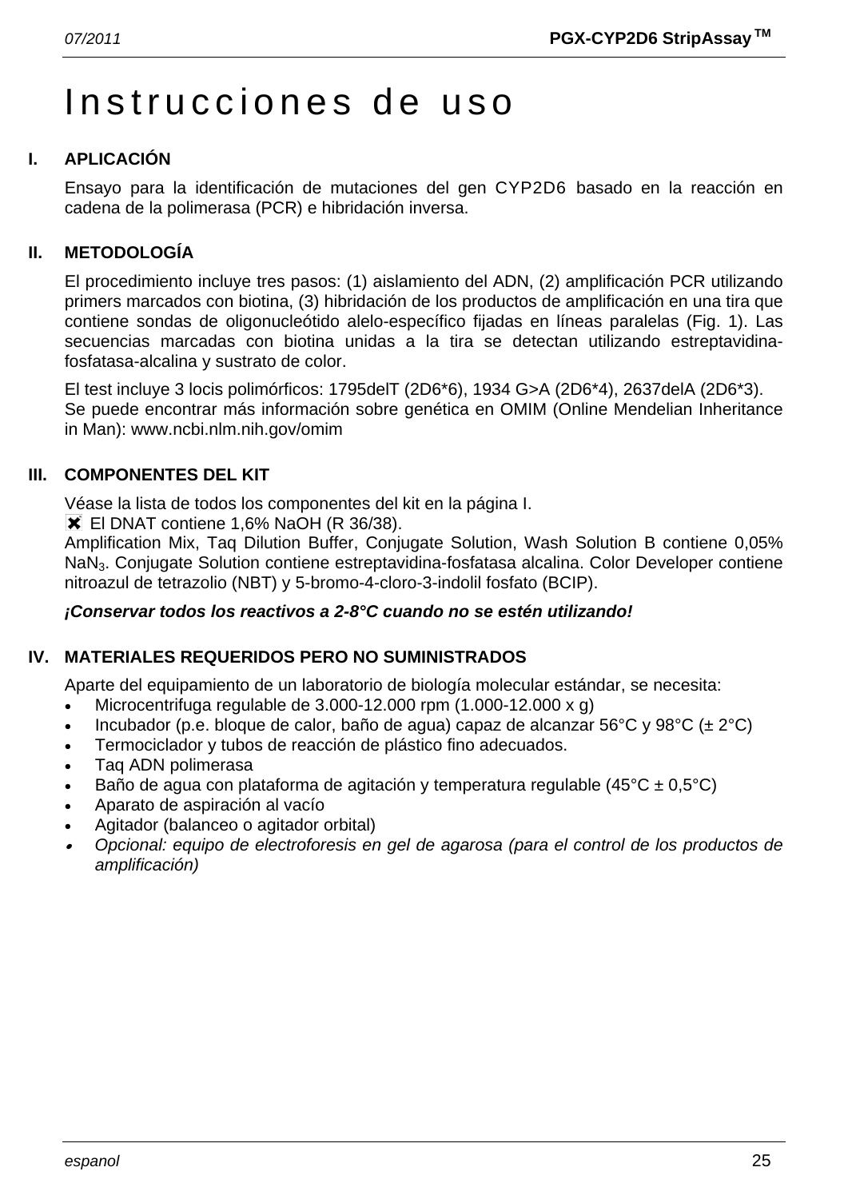# Instrucciones de uso

## I. APLICACIÓN

Ensayo para la identificación de mutaciones del gen CYP2D6 basado en la reacción en cadena de la polimerasa (PCR) e hibridación inversa.

## II. METODOLOGÍA

El procedimiento incluye tres pasos: (1) aislamiento del ADN, (2) amplificación PCR utilizando primers marcados con biotina, (3) hibridación de los productos de amplificación en una tira que contiene sondas de oligonucleótido alelo-específico fijadas en líneas paralelas (Fig. 1). Las secuencias marcadas con biotina unidas a la tira se detectan utilizando estreptavidina-fosfatasa-alcalina y sustrato de color.

El test incluye 3 locis polimórficos: 1795delT (2D6*6), 1934 G>A (2D6*4), 2637delA (2D6*3).
Se puede encontrar más información sobre genética en OMIM (Online Mendelian Inheritance in Man): www.ncbi.nlm.nih.gov/omim

## III. COMPONENTES DEL KIT

Véase la lista de todos los componentes del kit en la página I.
✖ El DNAT contiene 1,6% NaOH (R 36/38).
Amplification Mix, Taq Dilution Buffer, Conjugate Solution, Wash Solution B contiene 0,05% $NaN_3$. Conjugate Solution contiene estreptavidina-fosfatasa alcalina. Color Developer contiene nitroazul de tetrazolio (NBT) y 5-bromo-4-cloro-3-indolil fosfato (BCIP).

***¡Conservar todos los reactivos a 2-8°C cuando no se estén utilizando!***

## IV. MATERIALES REQUERIDOS PERO NO SUMINISTRADOS

Aparte del equipamiento de un laboratorio de biología molecular estándar, se necesita:

- Microcentrifuga regulable de 3.000-12.000 rpm (1.000-12.000 x g)
- Incubador (p.e. bloque de calor, baño de agua) capaz de alcanzar 56°C y 98°C (± 2°C)
- Termociclador y tubos de reacción de plástico fino adecuados.
- Taq ADN polimerasa
- Baño de agua con plataforma de agitación y temperatura regulable (45°C ± 0,5°C)
- Aparato de aspiración al vacío
- Agitador (balanceo o agitador orbital)
- *Opcional: equipo de electroforesis en gel de agarosa (para el control de los productos de amplificación)*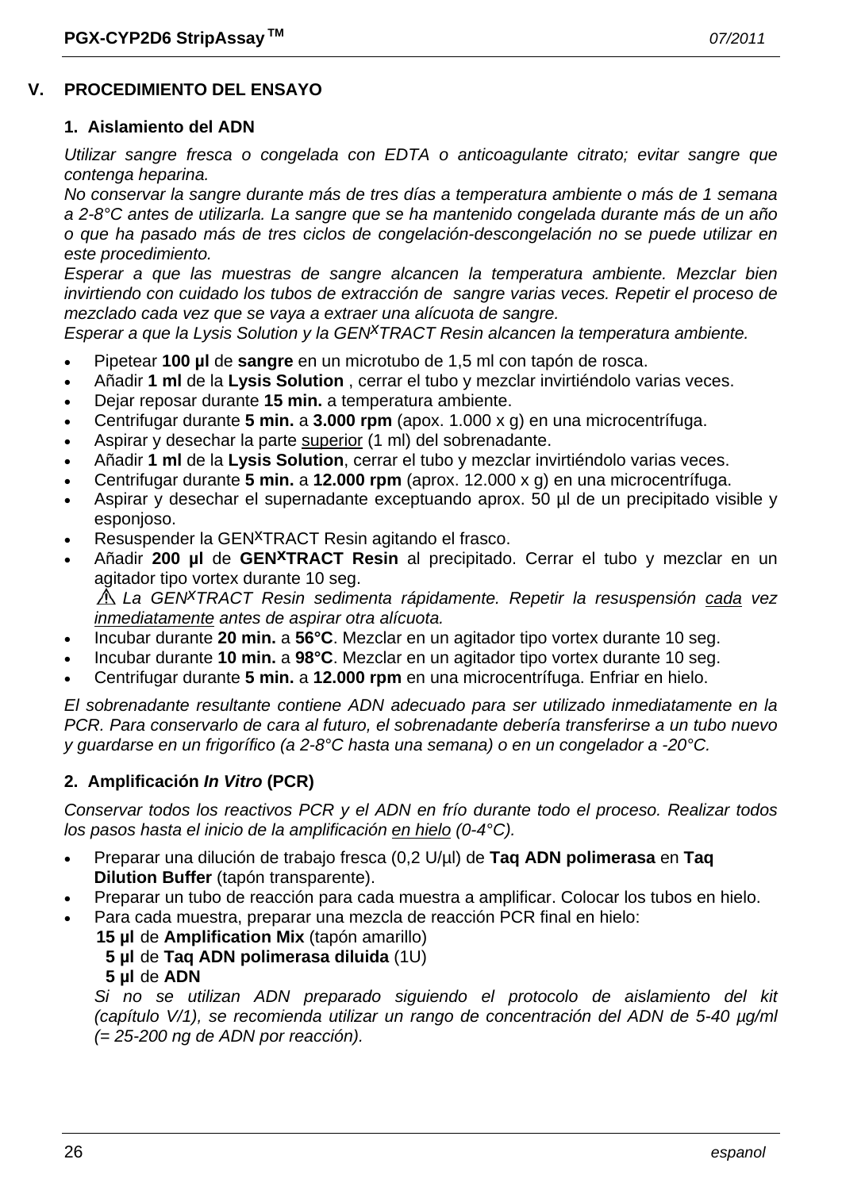## V. PROCEDIMIENTO DEL ENSAYO

### 1. Aislamiento del ADN

*Utilizar sangre fresca o congelada con EDTA o anticoagulante citrato; evitar sangre que contenga heparina.*
*No conservar la sangre durante más de tres días a temperatura ambiente o más de 1 semana a 2-8°C antes de utilizarla. La sangre que se ha mantenido congelada durante más de un año o que ha pasado más de tres ciclos de congelación-descongelación no se puede utilizar en este procedimiento.*
*Esperar a que las muestras de sangre alcancen la temperatura ambiente. Mezclar bien invirtiendo con cuidado los tubos de extracción de sangre varias veces. Repetir el proceso de mezclado cada vez que se vaya a extraer una alícuota de sangre.*
*Esperar a que la Lysis Solution y la GEN<sup>X</sup>TRACT Resin alcancen la temperatura ambiente.*

- Pipetear **100 µl** de **sangre** en un microtubo de 1,5 ml con tapón de rosca.
- Añadir **1 ml** de la **Lysis Solution** , cerrar el tubo y mezclar invirtiéndolo varias veces.
- Dejar reposar durante **15 min.** a temperatura ambiente.
- Centrifugar durante **5 min.** a **3.000 rpm** (apox. 1.000 x g) en una microcentrífuga.
- Aspirar y desechar la parte superior (1 ml) del sobrenadante.
- Añadir **1 ml** de la **Lysis Solution**, cerrar el tubo y mezclar invirtiéndolo varias veces.
- Centrifugar durante **5 min.** a **12.000 rpm** (aprox. 12.000 x g) en una microcentrífuga.
- Aspirar y desechar el supernadante exceptuando aprox. 50 µl de un precipitado visible y esponjoso.
- Resuspender la GENXTRACT Resin agitando el frasco.
- Añadir **200 µl** de **GENXTRACT Resin** al precipitado. Cerrar el tubo y mezclar en un agitador tipo vortex durante 10 seg.
  ⚠ *La GENXTRACT Resin sedimenta rápidamente. Repetir la resuspensión cada vez inmediatamente antes de aspirar otra alícuota.*
- Incubar durante **20 min.** a **56°C**. Mezclar en un agitador tipo vortex durante 10 seg.
- Incubar durante **10 min.** a **98°C**. Mezclar en un agitador tipo vortex durante 10 seg.
- Centrifugar durante **5 min.** a **12.000 rpm** en una microcentrífuga. Enfriar en hielo.

*El sobrenadante resultante contiene ADN adecuado para ser utilizado inmediatamente en la PCR. Para conservarlo de cara al futuro, el sobrenadante debería transferirse a un tubo nuevo y guardarse en un frigorífico (a 2-8°C hasta una semana) o en un congelador a -20°C.*

### 2. Amplificación *In Vitro* (PCR)

*Conservar todos los reactivos PCR y el ADN en frío durante todo el proceso. Realizar todos los pasos hasta el inicio de la amplificación en hielo (0-4°C).*

- Preparar una dilución de trabajo fresca (0,2 U/µl) de **Taq ADN polimerasa** en **Taq Dilution Buffer** (tapón transparente).
- Preparar un tubo de reacción para cada muestra a amplificar. Colocar los tubos en hielo.
- Para cada muestra, preparar una mezcla de reacción PCR final en hielo:
  **15 µl** de **Amplification Mix** (tapón amarillo)
  **5 µl** de **Taq ADN polimerasa diluida** (1U)
  **5 µl** de **ADN**
  *Si no se utilizan ADN preparado siguiendo el protocolo de aislamiento del kit (capítulo V/1), se recomienda utilizar un rango de concentración del ADN de 5-40 µg/ml (= 25-200 ng de ADN por reacción).*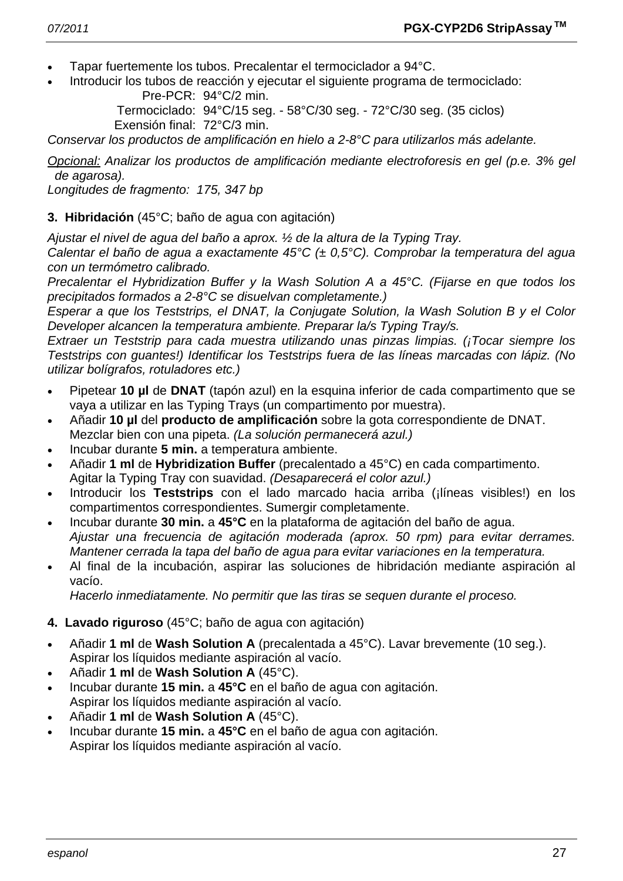- Tapar fuertemente los tubos. Precalentar el termociclador a 94°C.
- Introducir los tubos de reacción y ejecutar el siguiente programa de termociclado:

  Pre-PCR: 94°C/2 min.
  Termociclado: 94°C/15 seg. - 58°C/30 seg. - 72°C/30 seg. (35 ciclos)
  Exensión final: 72°C/3 min.

*Conservar los productos de amplificación en hielo a 2-8°C para utilizarlos más adelante.*

*Opcional: Analizar los productos de amplificación mediante electroforesis en gel (p.e. 3% gel de agarosa).*
*Longitudes de fragmento: 175, 347 bp*

**3. Hibridación** (45°C; baño de agua con agitación)

*Ajustar el nivel de agua del baño a aprox. ½ de la altura de la Typing Tray.*
*Calentar el baño de agua a exactamente 45°C (± 0,5°C). Comprobar la temperatura del agua con un termómetro calibrado.*
*Precalentar el Hybridization Buffer y la Wash Solution A a 45°C. (Fijarse en que todos los precipitados formados a 2-8°C se disuelvan completamente.)*
*Esperar a que los Teststrips, el DNAT, la Conjugate Solution, la Wash Solution B y el Color Developer alcancen la temperatura ambiente. Preparar la/s Typing Tray/s.*
*Extraer un Teststrip para cada muestra utilizando unas pinzas limpias. (¡Tocar siempre los Teststrips con guantes!) Identificar los Teststrips fuera de las líneas marcadas con lápiz. (No utilizar bolígrafos, rotuladores etc.)*

- Pipetear **10 µl** de **DNAT** (tapón azul) en la esquina inferior de cada compartimento que se vaya a utilizar en las Typing Trays (un compartimento por muestra).
- Añadir **10 µl** del **producto de amplificación** sobre la gota correspondiente de DNAT. Mezclar bien con una pipeta. *(La solución permanecerá azul.)*
- Incubar durante **5 min.** a temperatura ambiente.
- Añadir **1 ml** de **Hybridization Buffer** (precalentado a 45°C) en cada compartimento. Agitar la Typing Tray con suavidad. *(Desaparecerá el color azul.)*
- Introducir los **Teststrips** con el lado marcado hacia arriba (¡líneas visibles!) en los compartimentos correspondientes. Sumergir completamente.
- Incubar durante **30 min.** a **45°C** en la plataforma de agitación del baño de agua.
  *Ajustar una frecuencia de agitación moderada (aprox. 50 rpm) para evitar derrames. Mantener cerrada la tapa del baño de agua para evitar variaciones en la temperatura.*
- Al final de la incubación, aspirar las soluciones de hibridación mediante aspiración al vacío.
  *Hacerlo inmediatamente. No permitir que las tiras se sequen durante el proceso.*

**4. Lavado riguroso** (45°C; baño de agua con agitación)

- Añadir **1 ml** de **Wash Solution A** (precalentada a 45°C). Lavar brevemente (10 seg.). Aspirar los líquidos mediante aspiración al vacío.
- Añadir **1 ml** de **Wash Solution A** (45°C).
- Incubar durante **15 min.** a **45°C** en el baño de agua con agitación. Aspirar los líquidos mediante aspiración al vacío.
- Añadir **1 ml** de **Wash Solution A** (45°C).
- Incubar durante **15 min.** a **45°C** en el baño de agua con agitación. Aspirar los líquidos mediante aspiración al vacío.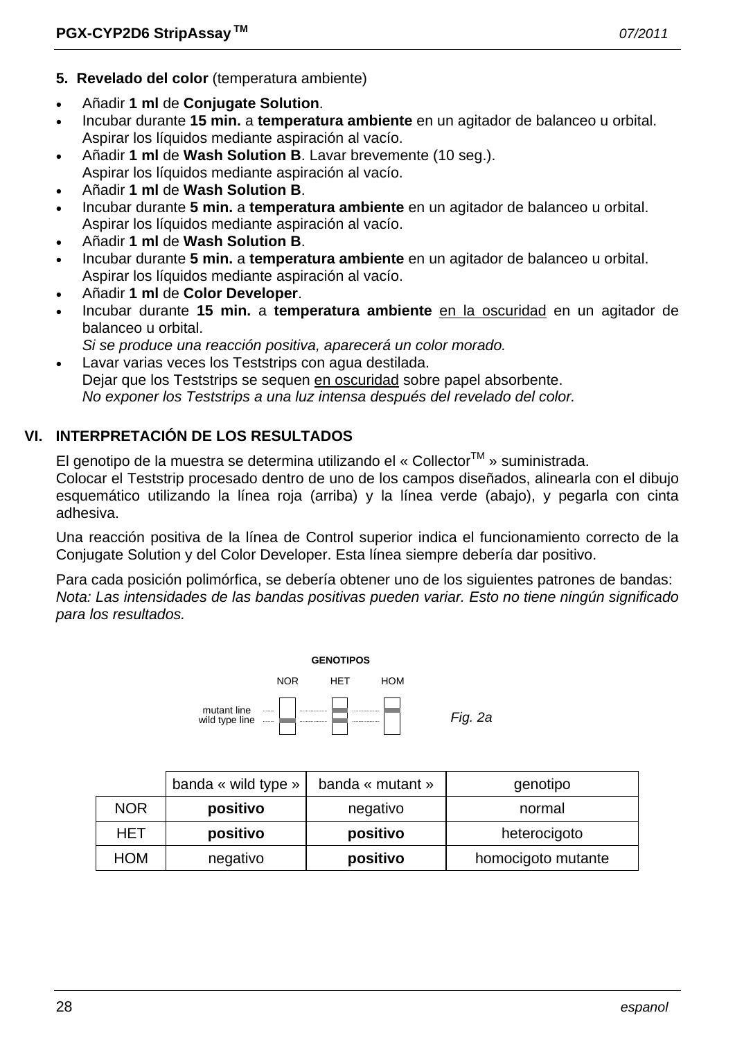**5. Revelado del color** (temperatura ambiente)

- Añadir **1 ml** de **Conjugate Solution**.
- Incubar durante **15 min.** a **temperatura ambiente** en un agitador de balanceo u orbital.
  Aspirar los líquidos mediante aspiración al vacío.
- Añadir **1 ml** de **Wash Solution B**. Lavar brevemente (10 seg.).
  Aspirar los líquidos mediante aspiración al vacío.
- Añadir **1 ml** de **Wash Solution B**.
- Incubar durante **5 min.** a **temperatura ambiente** en un agitador de balanceo u orbital.
  Aspirar los líquidos mediante aspiración al vacío.
- Añadir **1 ml** de **Wash Solution B**.
- Incubar durante **5 min.** a **temperatura ambiente** en un agitador de balanceo u orbital.
  Aspirar los líquidos mediante aspiración al vacío.
- Añadir **1 ml** de **Color Developer**.
- Incubar durante **15 min.** a **temperatura ambiente** en la oscuridad en un agitador de balanceo u orbital.
  *Si se produce una reacción positiva, aparecerá un color morado.*
- Lavar varias veces los Teststrips con agua destilada.
  Dejar que los Teststrips se sequen en oscuridad sobre papel absorbente.
  *No exponer los Teststrips a una luz intensa después del revelado del color.*

## VI. INTERPRETACIÓN DE LOS RESULTADOS

El genotipo de la muestra se determina utilizando el « Collector™ » suministrada.
Colocar el Teststrip procesado dentro de uno de los campos diseñados, alinearla con el dibujo esquemático utilizando la línea roja (arriba) y la línea verde (abajo), y pegarla con cinta adhesiva.

Una reacción positiva de la línea de Control superior indica el funcionamiento correcto de la Conjugate Solution y del Color Developer. Esta línea siempre debería dar positivo.

Para cada posición polimórfica, se debería obtener uno de los siguientes patrones de bandas:
*Nota: Las intensidades de las bandas positivas pueden variar. Esto no tiene ningún significado para los resultados.*

GENOTIPOS: NOR, HET, HOM — mutant line / wild type line

Fig. 2a

| | banda « wild type » | banda « mutant » | genotipo |
|---|---|---|---|
| NOR | **positivo** | negativo | normal |
| HET | **positivo** | **positivo** | heterocigoto |
| HOM | negativo | **positivo** | homocigoto mutante |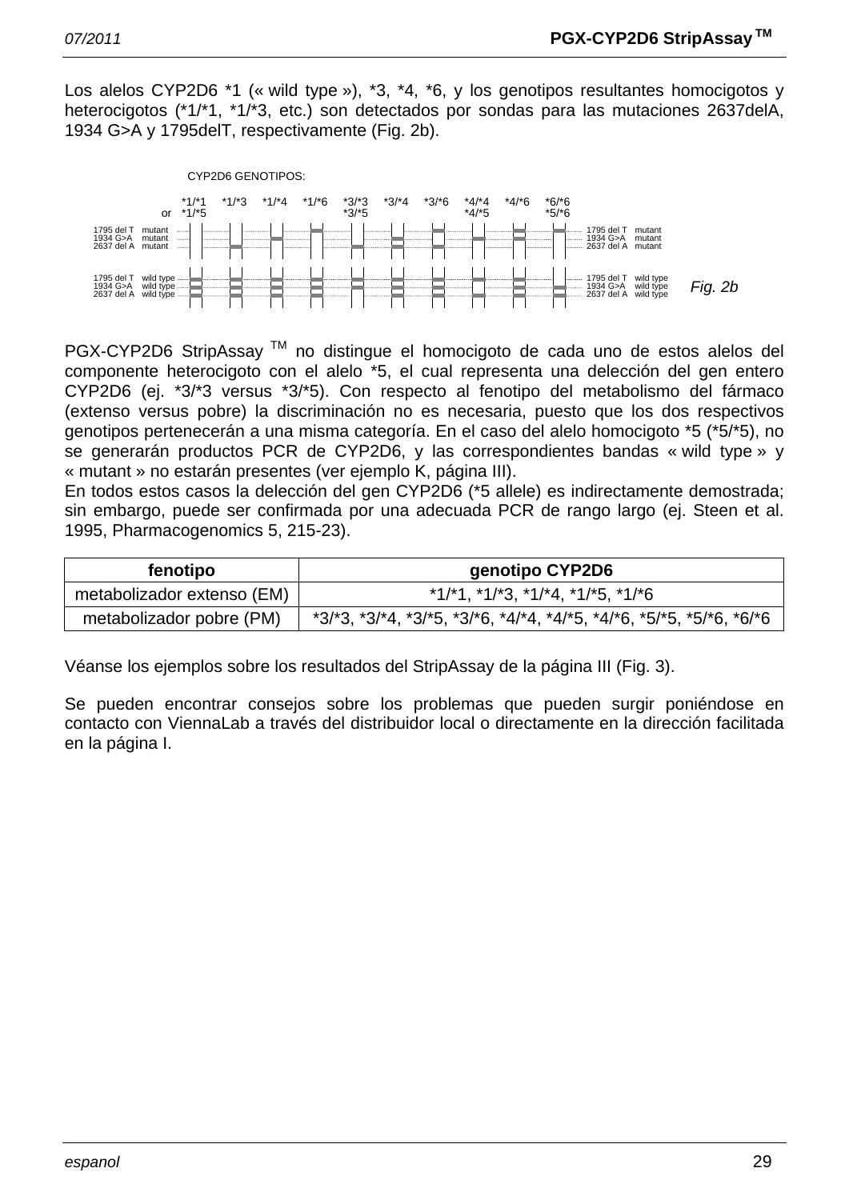Los alelos CYP2D6 *1 (« wild type »), *3, *4, *6, y los genotipos resultantes homocigotos y heterocigotos (*1/*1, *1/*3, etc.) son detectados por sondas para las mutaciones 2637delA, 1934 G>A y 1795delT, respectivamente (Fig. 2b).

CYP2D6 GENOTIPOS:

| | *1/*1 or *1/*5 | *1/*3 | *1/*4 | *1/*6 | *3/*3 *3/*5 | *3/*4 | *3/*6 | *4/*4 *4/*5 | *4/*6 | *6/*6 *5/*6 | |
|---|---|---|---|---|---|---|---|---|---|---|---|
| 1795 del T mutant | | | | + | | | + | | | + | 1795 del T mutant |
| 1934 G>A mutant | | | + | | | + | | + | + | | 1934 G>A mutant |
| 2637 del A mutant | | + | | | + | + | + | | | | 2637 del A mutant |
| 1795 del T wild type | + | + | + | + | + | + | + | + | + | + | 1795 del T wild type |
| 1934 G>A wild type | + | + | + | + | + | + | + | | + | + | 1934 G>A wild type |
| 2637 del A wild type | + | + | + | + | | + | + | + | + | + | 2637 del A wild type |

*Fig. 2b*

PGX-CYP2D6 StripAssay ™ no distingue el homocigoto de cada uno de estos alelos del componente heterocigoto con el alelo *5, el cual representa una delección del gen entero CYP2D6 (ej. *3/*3 versus *3/*5). Con respecto al fenotipo del metabolismo del fármaco (extenso versus pobre) la discriminación no es necesaria, puesto que los dos respectivos genotipos pertenecerán a una misma categoría. En el caso del alelo homocigoto *5 (*5/*5), no se generarán productos PCR de CYP2D6, y las correspondientes bandas « wild type » y « mutant » no estarán presentes (ver ejemplo K, página III).
En todos estos casos la delección del gen CYP2D6 (*5 allele) es indirectamente demostrada; sin embargo, puede ser confirmada por una adecuada PCR de rango largo (ej. Steen et al. 1995, Pharmacogenomics 5, 215-23).

| fenotipo | genotipo CYP2D6 |
|---|---|
| metabolizador extenso (EM) | *1/*1, *1/*3, *1/*4, *1/*5, *1/*6 |
| metabolizador pobre (PM) | *3/*3, *3/*4, *3/*5, *3/*6, *4/*4, *4/*5, *4/*6, *5/*5, *5/*6, *6/*6 |

Véanse los ejemplos sobre los resultados del StripAssay de la página III (Fig. 3).

Se pueden encontrar consejos sobre los problemas que pueden surgir poniéndose en contacto con ViennaLab a través del distribuidor local o directamente en la dirección facilitada en la página I.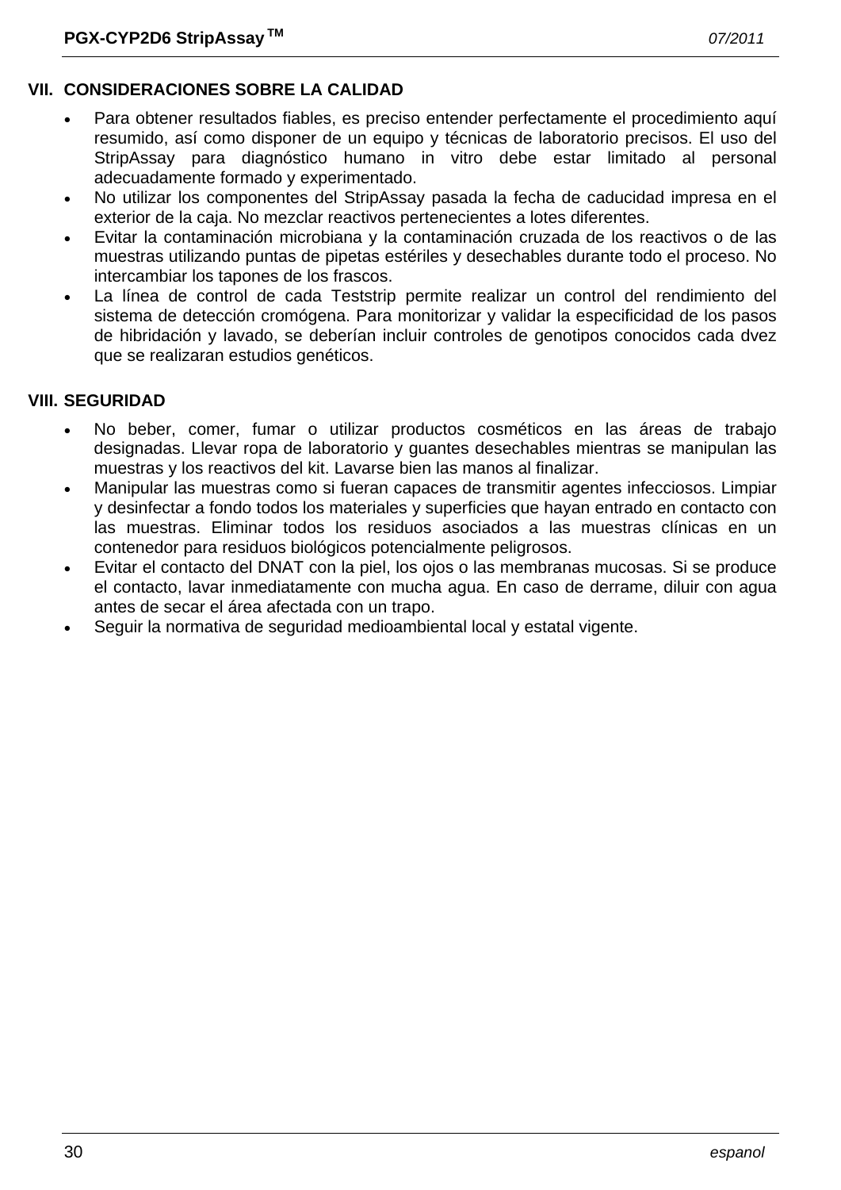## VII. CONSIDERACIONES SOBRE LA CALIDAD

- Para obtener resultados fiables, es preciso entender perfectamente el procedimiento aquí resumido, así como disponer de un equipo y técnicas de laboratorio precisos. El uso del StripAssay para diagnóstico humano in vitro debe estar limitado al personal adecuadamente formado y experimentado.
- No utilizar los componentes del StripAssay pasada la fecha de caducidad impresa en el exterior de la caja. No mezclar reactivos pertenecientes a lotes diferentes.
- Evitar la contaminación microbiana y la contaminación cruzada de los reactivos o de las muestras utilizando puntas de pipetas estériles y desechables durante todo el proceso. No intercambiar los tapones de los frascos.
- La línea de control de cada Teststrip permite realizar un control del rendimiento del sistema de detección cromógena. Para monitorizar y validar la especificidad de los pasos de hibridación y lavado, se deberían incluir controles de genotipos conocidos cada dvez que se realizaran estudios genéticos.

## VIII. SEGURIDAD

- No beber, comer, fumar o utilizar productos cosméticos en las áreas de trabajo designadas. Llevar ropa de laboratorio y guantes desechables mientras se manipulan las muestras y los reactivos del kit. Lavarse bien las manos al finalizar.
- Manipular las muestras como si fueran capaces de transmitir agentes infecciosos. Limpiar y desinfectar a fondo todos los materiales y superficies que hayan entrado en contacto con las muestras. Eliminar todos los residuos asociados a las muestras clínicas en un contenedor para residuos biológicos potencialmente peligrosos.
- Evitar el contacto del DNAT con la piel, los ojos o las membranas mucosas. Si se produce el contacto, lavar inmediatamente con mucha agua. En caso de derrame, diluir con agua antes de secar el área afectada con un trapo.
- Seguir la normativa de seguridad medioambiental local y estatal vigente.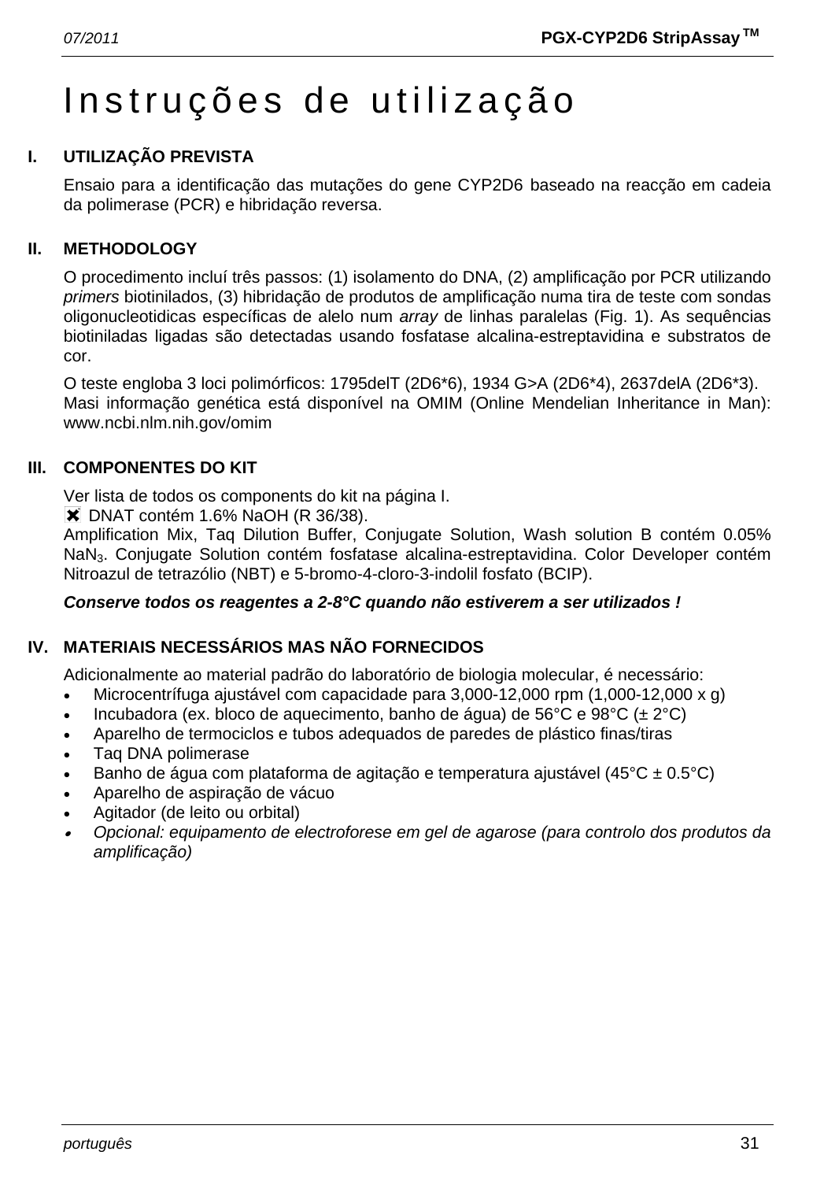# Instruções de utilização

## I. UTILIZAÇÃO PREVISTA

Ensaio para a identificação das mutações do gene CYP2D6 baseado na reacção em cadeia da polimerase (PCR) e hibridação reversa.

## II. METHODOLOGY

O procedimento incluí três passos: (1) isolamento do DNA, (2) amplificação por PCR utilizando *primers* biotinilados, (3) hibridação de produtos de amplificação numa tira de teste com sondas oligonucleotidicas específicas de alelo num *array* de linhas paralelas (Fig. 1). As sequências biotiniladas ligadas são detectadas usando fosfatase alcalina-estreptavidina e substratos de cor.

O teste engloba 3 loci polimórficos: 1795delT (2D6*6), 1934 G>A (2D6*4), 2637delA (2D6*3).
Masi informação genética está disponível na OMIM (Online Mendelian Inheritance in Man): www.ncbi.nlm.nih.gov/omim

## III. COMPONENTES DO KIT

Ver lista de todos os components do kit na página I.
✖ DNAT contém 1.6% NaOH (R 36/38).
Amplification Mix, Taq Dilution Buffer, Conjugate Solution, Wash solution B contém 0.05% $NaN_3$. Conjugate Solution contém fosfatase alcalina-estreptavidina. Color Developer contém Nitroazul de tetrazólio (NBT) e 5-bromo-4-cloro-3-indolil fosfato (BCIP).

***Conserve todos os reagentes a 2-8°C quando não estiverem a ser utilizados !***

## IV. MATERIAIS NECESSÁRIOS MAS NÃO FORNECIDOS

Adicionalmente ao material padrão do laboratório de biologia molecular, é necessário:

- Microcentrífuga ajustável com capacidade para 3,000-12,000 rpm (1,000-12,000 x g)
- Incubadora (ex. bloco de aquecimento, banho de água) de 56°C e 98°C (± 2°C)
- Aparelho de termociclos e tubos adequados de paredes de plástico finas/tiras
- Taq DNA polimerase
- Banho de água com plataforma de agitação e temperatura ajustável (45°C ± 0.5°C)
- Aparelho de aspiração de vácuo
- Agitador (de leito ou orbital)
- *Opcional: equipamento de electroforese em gel de agarose (para controlo dos produtos da amplificação)*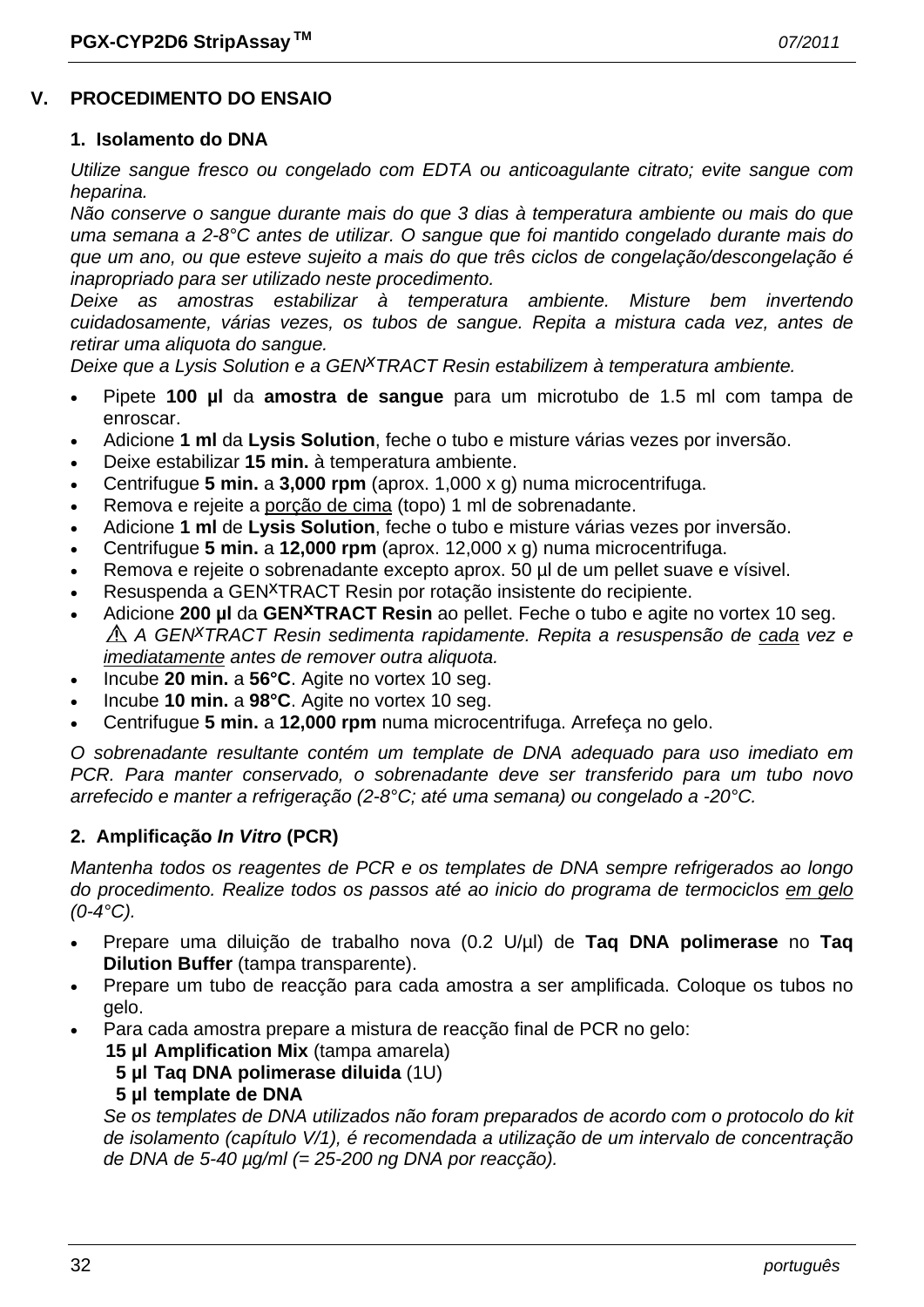## V. PROCEDIMENTO DO ENSAIO

### 1. Isolamento do DNA

*Utilize sangue fresco ou congelado com EDTA ou anticoagulante citrato; evite sangue com heparina.*
*Não conserve o sangue durante mais do que 3 dias à temperatura ambiente ou mais do que uma semana a 2-8°C antes de utilizar. O sangue que foi mantido congelado durante mais do que um ano, ou que esteve sujeito a mais do que três ciclos de congelação/descongelação é inapropriado para ser utilizado neste procedimento.*
*Deixe as amostras estabilizar à temperatura ambiente. Misture bem invertendo cuidadosamente, várias vezes, os tubos de sangue. Repita a mistura cada vez, antes de retirar uma aliquota do sangue.*
*Deixe que a Lysis Solution e a GEN<sup>X</sup>TRACT Resin estabilizem à temperatura ambiente.*

- Pipete **100 µl** da **amostra de sangue** para um microtubo de 1.5 ml com tampa de enroscar.
- Adicione **1 ml** da **Lysis Solution**, feche o tubo e misture várias vezes por inversão.
- Deixe estabilizar **15 min.** à temperatura ambiente.
- Centrifugue **5 min.** a **3,000 rpm** (aprox. 1,000 x g) numa microcentrifuga.
- Remova e rejeite a porção de cima (topo) 1 ml de sobrenadante.
- Adicione **1 ml** de **Lysis Solution**, feche o tubo e misture várias vezes por inversão.
- Centrifugue **5 min.** a **12,000 rpm** (aprox. 12,000 x g) numa microcentrifuga.
- Remova e rejeite o sobrenadante excepto aprox. 50 µl de um pellet suave e vísivel.
- Resuspenda a GENˣTRACT Resin por rotação insistente do recipiente.
- Adicione **200 µl** da **GENˣTRACT Resin** ao pellet. Feche o tubo e agite no vortex 10 seg.
  ⚠ *A GENˣTRACT Resin sedimenta rapidamente. Repita a resuspensão de cada vez e imediatamente antes de remover outra aliquota.*
- Incube **20 min.** a **56°C**. Agite no vortex 10 seg.
- Incube **10 min.** a **98°C**. Agite no vortex 10 seg.
- Centrifugue **5 min.** a **12,000 rpm** numa microcentrifuga. Arrefeça no gelo.

*O sobrenadante resultante contém um template de DNA adequado para uso imediato em PCR. Para manter conservado, o sobrenadante deve ser transferido para um tubo novo arrefecido e manter a refrigeração (2-8°C; até uma semana) ou congelado a -20°C.*

### 2. Amplificação *In Vitro* (PCR)

*Mantenha todos os reagentes de PCR e os templates de DNA sempre refrigerados ao longo do procedimento. Realize todos os passos até ao inicio do programa de termociclos em gelo (0-4°C).*

- Prepare uma diluição de trabalho nova (0.2 U/µl) de **Taq DNA polimerase** no **Taq Dilution Buffer** (tampa transparente).
- Prepare um tubo de reacção para cada amostra a ser amplificada. Coloque os tubos no gelo.
- Para cada amostra prepare a mistura de reacção final de PCR no gelo:
  **15 µl Amplification Mix** (tampa amarela)
  **5 µl Taq DNA polimerase diluida** (1U)
  **5 µl template de DNA**
  *Se os templates de DNA utilizados não foram preparados de acordo com o protocolo do kit de isolamento (capítulo V/1), é recomendada a utilização de um intervalo de concentração de DNA de 5-40 µg/ml (= 25-200 ng DNA por reacção).*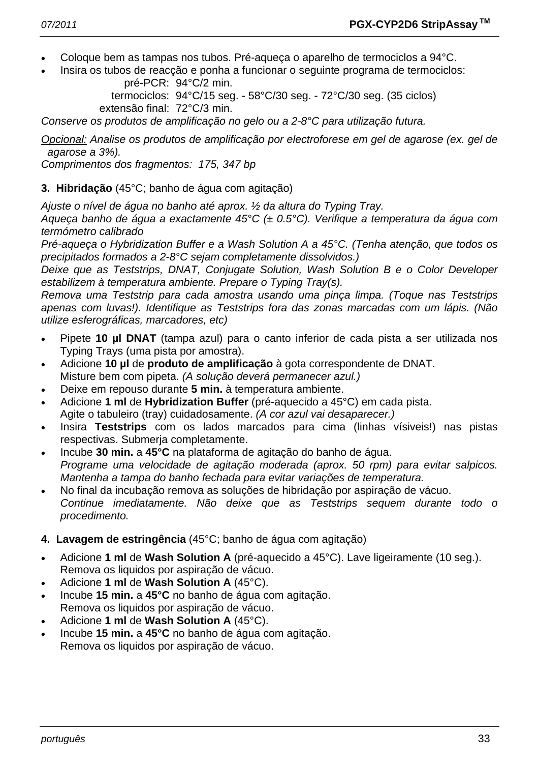- Coloque bem as tampas nos tubos. Pré-aqueça o aparelho de termociclos a 94°C.
- Insira os tubos de reacção e ponha a funcionar o seguinte programa de termociclos:

  pré-PCR: 94°C/2 min.
  termociclos: 94°C/15 seg. - 58°C/30 seg. - 72°C/30 seg. (35 ciclos)
  extensão final: 72°C/3 min.

*Conserve os produtos de amplificação no gelo ou a 2-8°C para utilização futura.*

*Opcional: Analise os produtos de amplificação por electroforese em gel de agarose (ex. gel de agarose a 3%).*
*Comprimentos dos fragmentos: 175, 347 bp*

**3. Hibridação** (45°C; banho de água com agitação)

*Ajuste o nível de água no banho até aprox. ½ da altura do Typing Tray.*
*Aqueça banho de água a exactamente 45°C (± 0.5°C). Verifique a temperatura da água com termómetro calibrado*
*Pré-aqueça o Hybridization Buffer e a Wash Solution A a 45°C. (Tenha atenção, que todos os precipitados formados a 2-8°C sejam completamente dissolvidos.)*
*Deixe que as Teststrips, DNAT, Conjugate Solution, Wash Solution B e o Color Developer estabilizem à temperatura ambiente. Prepare o Typing Tray(s).*
*Remova uma Teststrip para cada amostra usando uma pinça limpa. (Toque nas Teststrips apenas com luvas!). Identifique as Teststrips fora das zonas marcadas com um lápis. (Não utilize esferográficas, marcadores, etc)*

- Pipete **10 µl DNAT** (tampa azul) para o canto inferior de cada pista a ser utilizada nos Typing Trays (uma pista por amostra).
- Adicione **10 µl** de **produto de amplificação** à gota correspondente de DNAT.
  Misture bem com pipeta. *(A solução deverá permanecer azul.)*
- Deixe em repouso durante **5 min.** à temperatura ambiente.
- Adicione **1 ml** de **Hybridization Buffer** (pré-aquecido a 45°C) em cada pista.
  Agite o tabuleiro (tray) cuidadosamente. *(A cor azul vai desaparecer.)*
- Insira **Teststrips** com os lados marcados para cima (linhas vísiveis!) nas pistas respectivas. Submerja completamente.
- Incube **30 min.** a **45°C** na plataforma de agitação do banho de água.
  *Programe uma velocidade de agitação moderada (aprox. 50 rpm) para evitar salpicos. Mantenha a tampa do banho fechada para evitar variações de temperatura.*
- No final da incubação remova as soluções de hibridação por aspiração de vácuo.
  *Continue imediatamente. Não deixe que as Teststrips sequem durante todo o procedimento.*

**4. Lavagem de estringência** (45°C; banho de água com agitação)

- Adicione **1 ml** de **Wash Solution A** (pré-aquecido a 45°C). Lave ligeiramente (10 seg.).
  Remova os liquidos por aspiração de vácuo.
- Adicione **1 ml** de **Wash Solution A** (45°C).
- Incube **15 min.** a **45°C** no banho de água com agitação.
  Remova os liquidos por aspiração de vácuo.
- Adicione **1 ml** de **Wash Solution A** (45°C).
- Incube **15 min.** a **45°C** no banho de água com agitação.
  Remova os liquidos por aspiração de vácuo.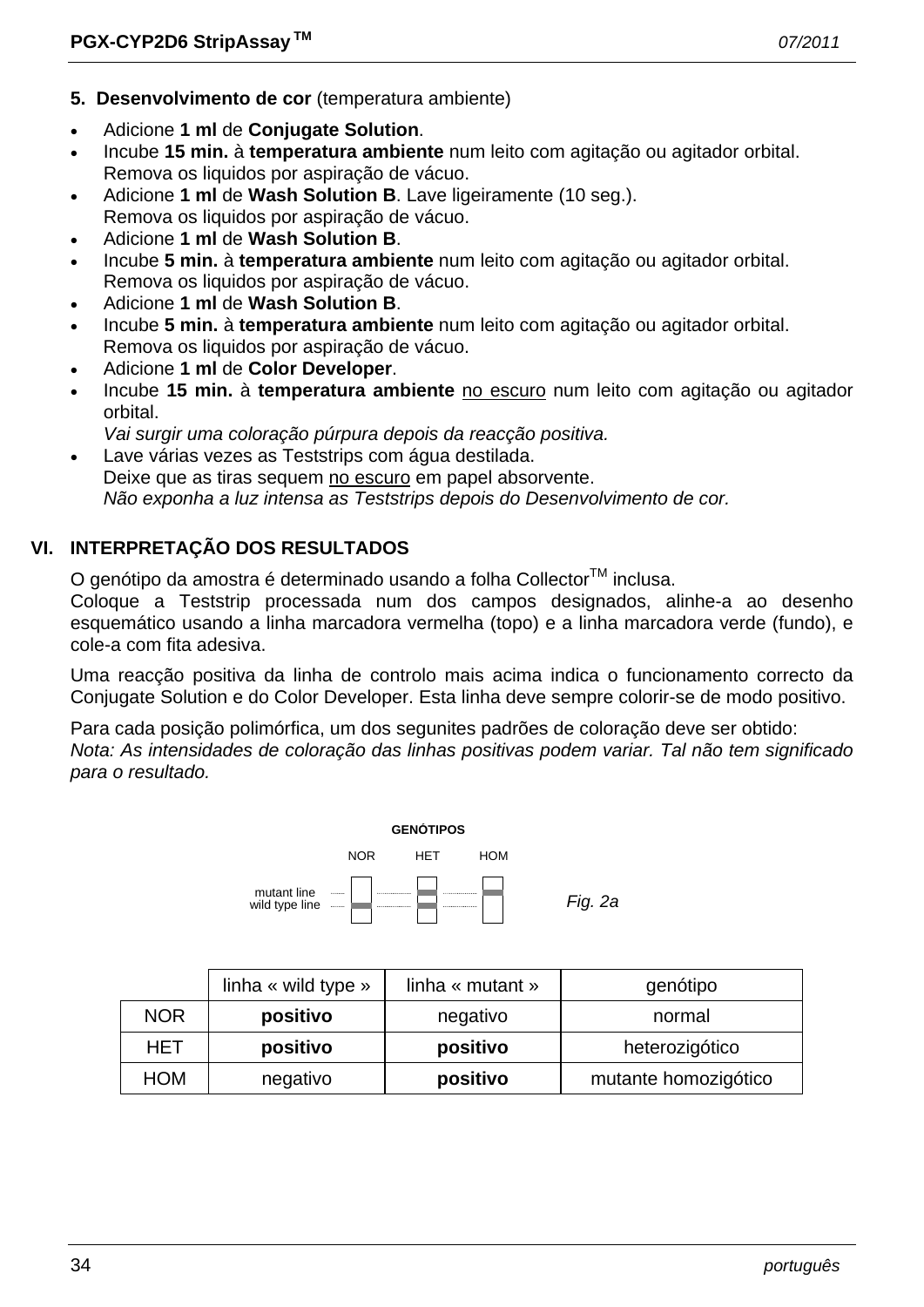**5. Desenvolvimento de cor** (temperatura ambiente)

- Adicione **1 ml** de **Conjugate Solution**.
- Incube **15 min.** à **temperatura ambiente** num leito com agitação ou agitador orbital. Remova os liquidos por aspiração de vácuo.
- Adicione **1 ml** de **Wash Solution B**. Lave ligeiramente (10 seg.). Remova os liquidos por aspiração de vácuo.
- Adicione **1 ml** de **Wash Solution B**.
- Incube **5 min.** à **temperatura ambiente** num leito com agitação ou agitador orbital. Remova os liquidos por aspiração de vácuo.
- Adicione **1 ml** de **Wash Solution B**.
- Incube **5 min.** à **temperatura ambiente** num leito com agitação ou agitador orbital. Remova os liquidos por aspiração de vácuo.
- Adicione **1 ml** de **Color Developer**.
- Incube **15 min.** à **temperatura ambiente** no escuro num leito com agitação ou agitador orbital.
  *Vai surgir uma coloração púrpura depois da reacção positiva.*
- Lave várias vezes as Teststrips com água destilada.
  Deixe que as tiras sequem no escuro em papel absorvente.
  *Não exponha a luz intensa as Teststrips depois do Desenvolvimento de cor.*

## VI. INTERPRETAÇÃO DOS RESULTADOS

O genótipo da amostra é determinado usando a folha Collector™ inclusa.
Coloque a Teststrip processada num dos campos designados, alinhe-a ao desenho esquemático usando a linha marcadora vermelha (topo) e a linha marcadora verde (fundo), e cole-a com fita adesiva.

Uma reacção positiva da linha de controlo mais acima indica o funcionamento correcto da Conjugate Solution e do Color Developer. Esta linha deve sempre colorir-se de modo positivo.

Para cada posição polimórfica, um dos segunites padrões de coloração deve ser obtido:
*Nota: As intensidades de coloração das linhas positivas podem variar. Tal não tem significado para o resultado.*

GENÓTIPOS

NOR HET HOM

mutant line
wild type line

*Fig. 2a*

| | linha « wild type » | linha « mutant » | genótipo |
|---|---|---|---|
| NOR | **positivo** | negativo | normal |
| HET | **positivo** | **positivo** | heterozigótico |
| HOM | negativo | **positivo** | mutante homozigótico |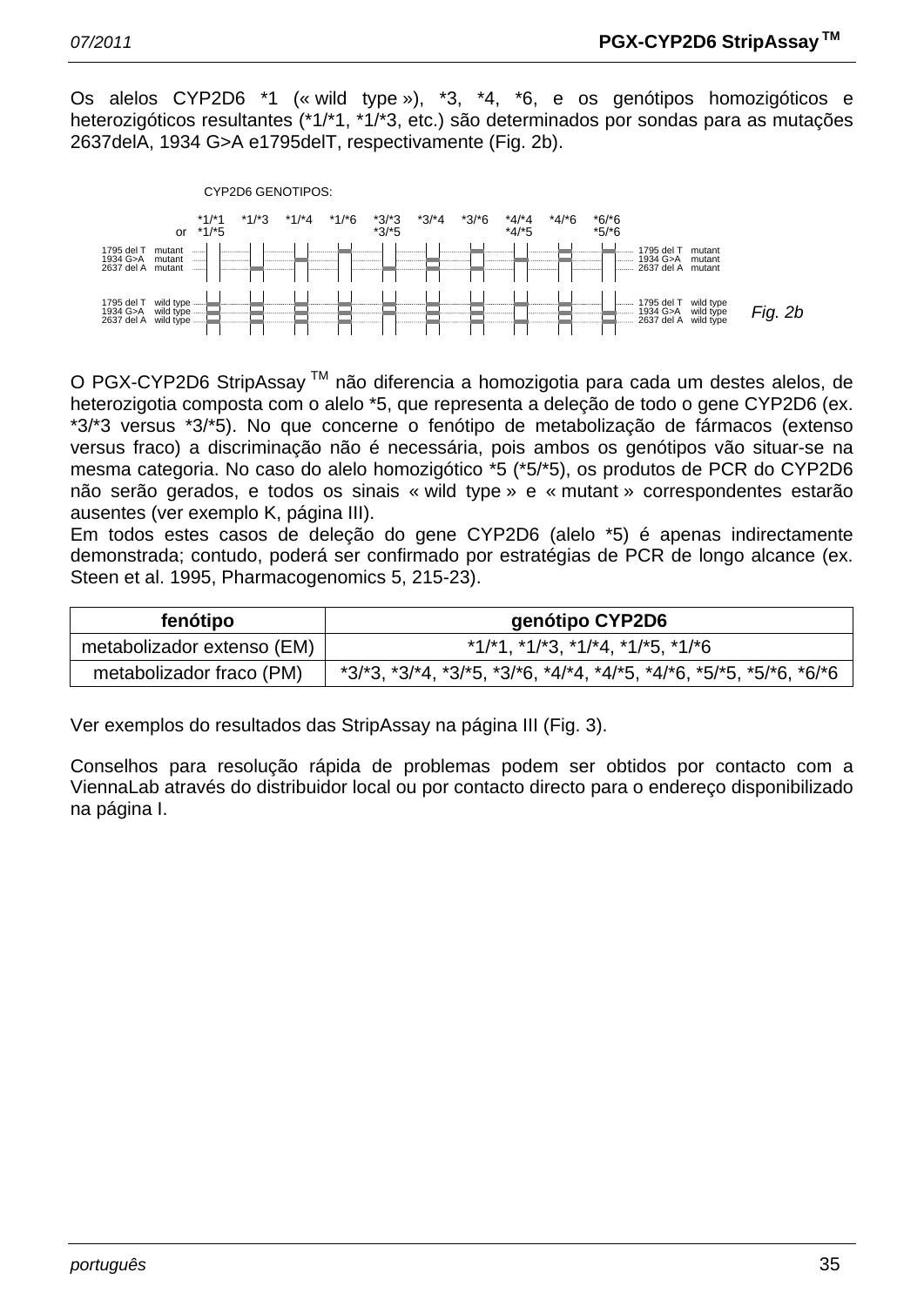Os alelos CYP2D6 *1 (« wild type »), *3, *4, *6, e os genótipos homozigóticos e heterozigóticos resultantes (*1/*1, *1/*3, etc.) são determinados por sondas para as mutações 2637delA, 1934 G>A e1795delT, respectivamente (Fig. 2b).

CYP2D6 GENOTIPOS:

| | *1/*1 or *1/*5 | *1/*3 | *1/*4 | *1/*6 | *3/*3 *3/*5 | *3/*4 | *3/*6 | *4/*4 *4/*5 | *4/*6 | *6/*6 *5/*6 |
|---|---|---|---|---|---|---|---|---|---|---|

1795 del T mutant
1934 G>A mutant
2637 del A mutant

1795 del T wild type
1934 G>A wild type
2637 del A wild type

Fig. 2b

O PGX-CYP2D6 StripAssay TM não diferencia a homozigotia para cada um destes alelos, de heterozigotia composta com o alelo *5, que representa a deleção de todo o gene CYP2D6 (ex. *3/*3 versus *3/*5). No que concerne o fenótipo de metabolização de fármacos (extenso versus fraco) a discriminação não é necessária, pois ambos os genótipos vão situar-se na mesma categoria. No caso do alelo homozigótico *5 (*5/*5), os produtos de PCR do CYP2D6 não serão gerados, e todos os sinais « wild type » e « mutant » correspondentes estarão ausentes (ver exemplo K, página III).

Em todos estes casos de deleção do gene CYP2D6 (alelo *5) é apenas indirectamente demonstrada; contudo, poderá ser confirmado por estratégias de PCR de longo alcance (ex. Steen et al. 1995, Pharmacogenomics 5, 215-23).

| fenótipo | genótipo CYP2D6 |
|---|---|
| metabolizador extenso (EM) | *1/*1, *1/*3, *1/*4, *1/*5, *1/*6 |
| metabolizador fraco (PM) | *3/*3, *3/*4, *3/*5, *3/*6, *4/*4, *4/*5, *4/*6, *5/*5, *5/*6, *6/*6 |

Ver exemplos do resultados das StripAssay na página III (Fig. 3).

Conselhos para resolução rápida de problemas podem ser obtidos por contacto com a ViennaLab através do distribuidor local ou por contacto directo para o endereço disponibilizado na página I.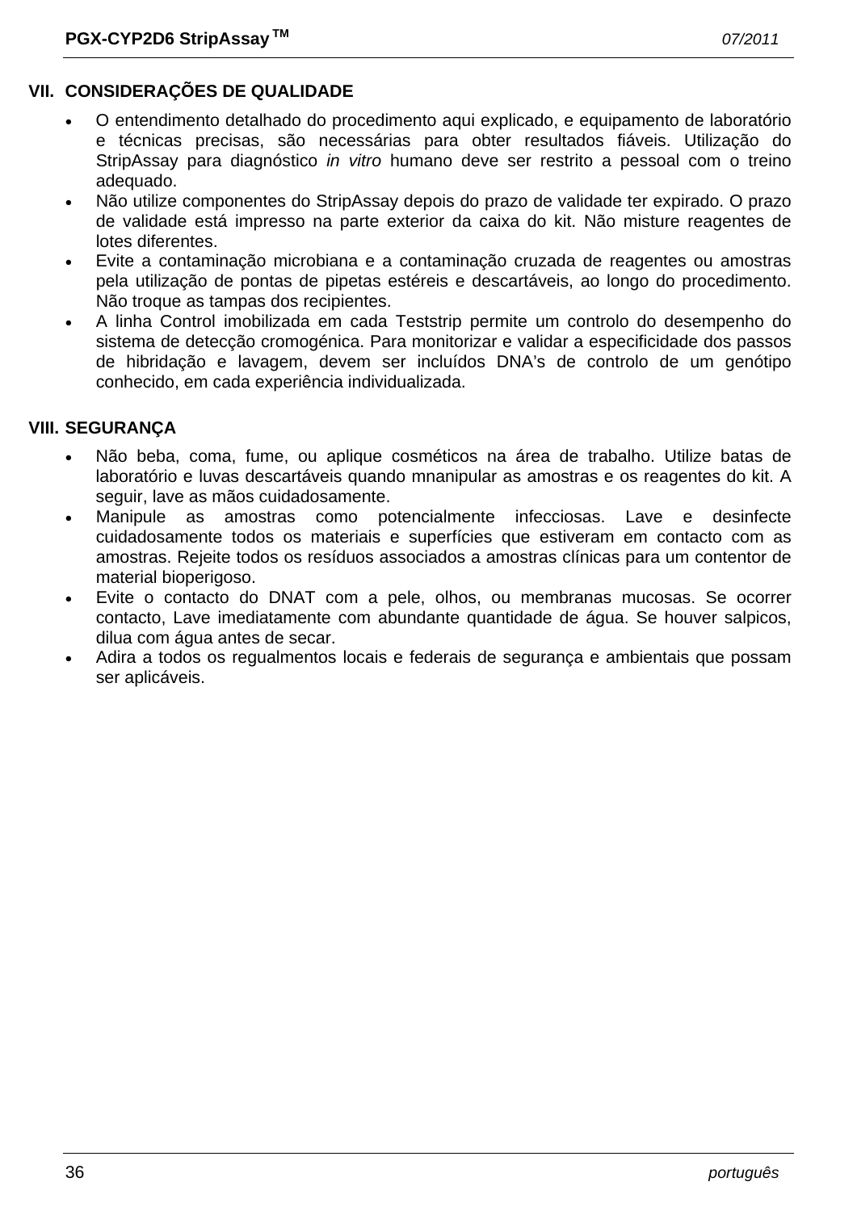## VII. CONSIDERAÇÕES DE QUALIDADE

- O entendimento detalhado do procedimento aqui explicado, e equipamento de laboratório e técnicas precisas, são necessárias para obter resultados fiáveis. Utilização do StripAssay para diagnóstico *in vitro* humano deve ser restrito a pessoal com o treino adequado.
- Não utilize componentes do StripAssay depois do prazo de validade ter expirado. O prazo de validade está impresso na parte exterior da caixa do kit. Não misture reagentes de lotes diferentes.
- Evite a contaminação microbiana e a contaminação cruzada de reagentes ou amostras pela utilização de pontas de pipetas estéreis e descartáveis, ao longo do procedimento. Não troque as tampas dos recipientes.
- A linha Control imobilizada em cada Teststrip permite um controlo do desempenho do sistema de detecção cromogénica. Para monitorizar e validar a especificidade dos passos de hibridação e lavagem, devem ser incluídos DNA's de controlo de um genótipo conhecido, em cada experiência individualizada.

## VIII. SEGURANÇA

- Não beba, coma, fume, ou aplique cosméticos na área de trabalho. Utilize batas de laboratório e luvas descartáveis quando mnanipular as amostras e os reagentes do kit. A seguir, lave as mãos cuidadosamente.
- Manipule as amostras como potencialmente infecciosas. Lave e desinfecte cuidadosamente todos os materiais e superfícies que estiveram em contacto com as amostras. Rejeite todos os resíduos associados a amostras clínicas para um contentor de material bioperigoso.
- Evite o contacto do DNAT com a pele, olhos, ou membranas mucosas. Se ocorrer contacto, Lave imediatamente com abundante quantidade de água. Se houver salpicos, dilua com água antes de secar.
- Adira a todos os regualmentos locais e federais de segurança e ambientais que possam ser aplicáveis.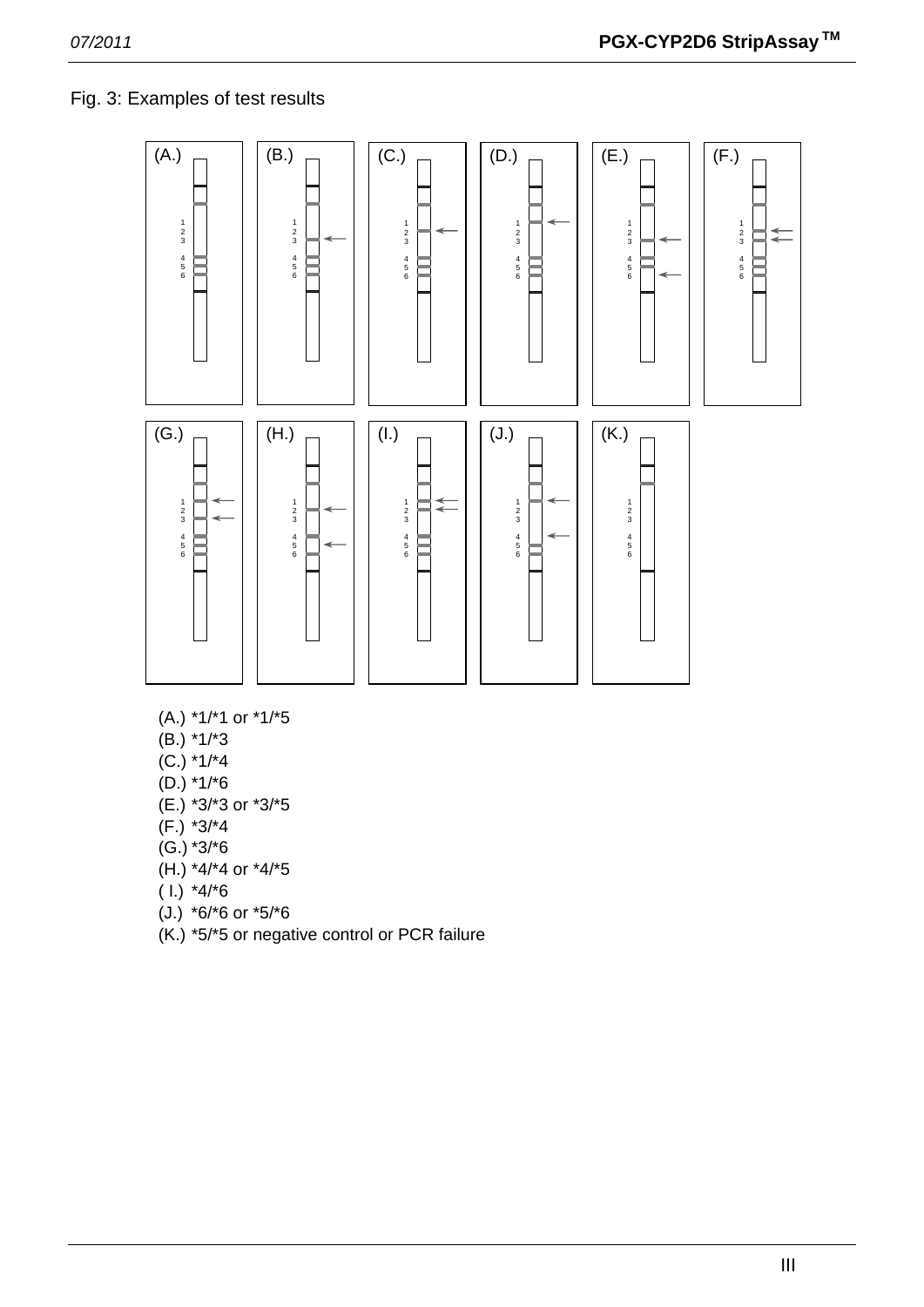Fig. 3: Examples of test results

(A.) *1/*1 or *1/*5
(B.) *1/*3
(C.) *1/*4
(D.) *1/*6
(E.) *3/*3 or *3/*5
(F.) *3/*4
(G.) *3/*6
(H.) *4/*4 or *4/*5
( I.) *4/*6
(J.) *6/*6 or *5/*6
(K.) *5/*5 or negative control or PCR failure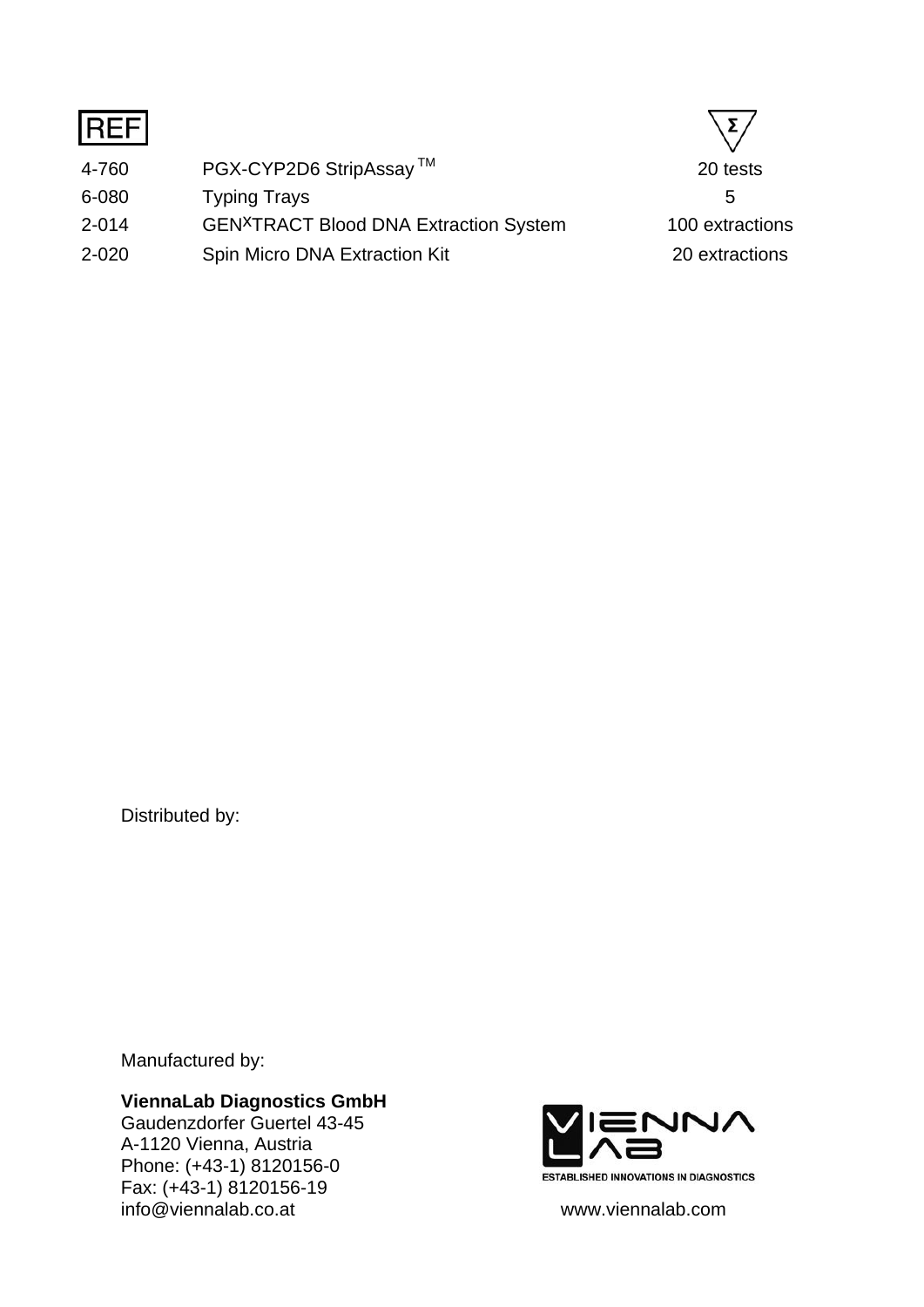| REF | | Σ |
| --- | --- | --- |
| 4-760 | PGX-CYP2D6 StripAssay™ | 20 tests |
| 6-080 | Typing Trays | 5 |
| 2-014 | GEN$^{X}$TRACT Blood DNA Extraction System | 100 extractions |
| 2-020 | Spin Micro DNA Extraction Kit | 20 extractions |

Distributed by:

Manufactured by:

**ViennaLab Diagnostics GmbH**
Gaudenzdorfer Guertel 43-45
A-1120 Vienna, Austria
Phone: (+43-1) 8120156-0
Fax: (+43-1) 8120156-19
info@viennalab.co.at

VIENNA LAB
ESTABLISHED INNOVATIONS IN DIAGNOSTICS
www.viennalab.com